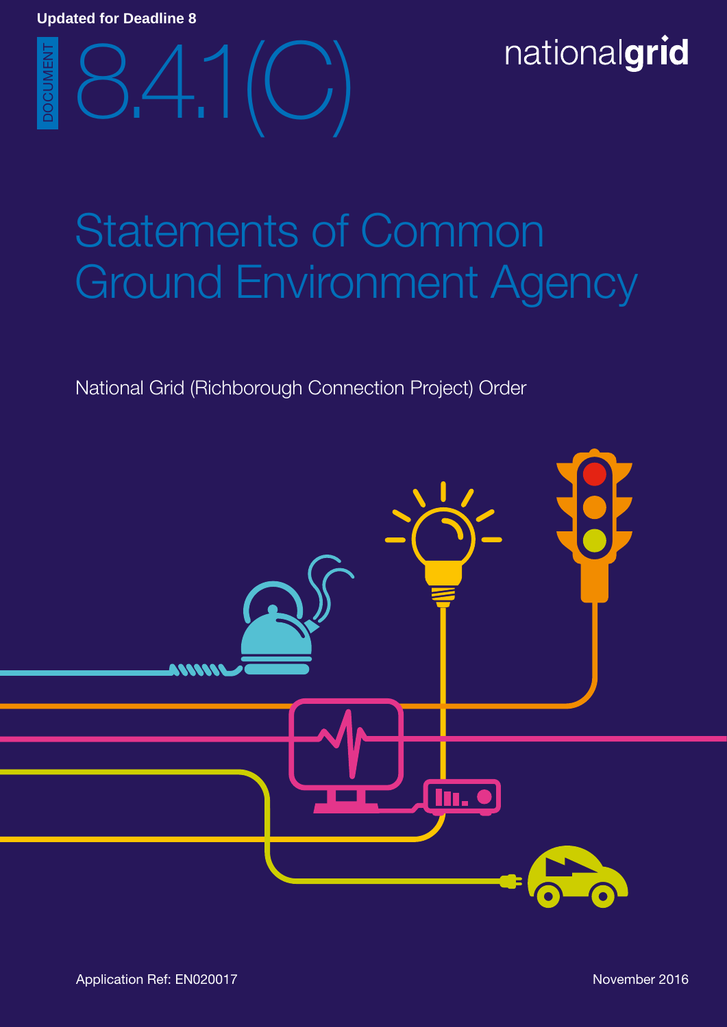Updated for Deadline 8

DOCUMENT

# 8.4.1(C)

nationalgrid

# Statements of Common Ground Environment Agency

National Grid (Richborough Connection Project) Order

Application Ref: EN020017

November 2016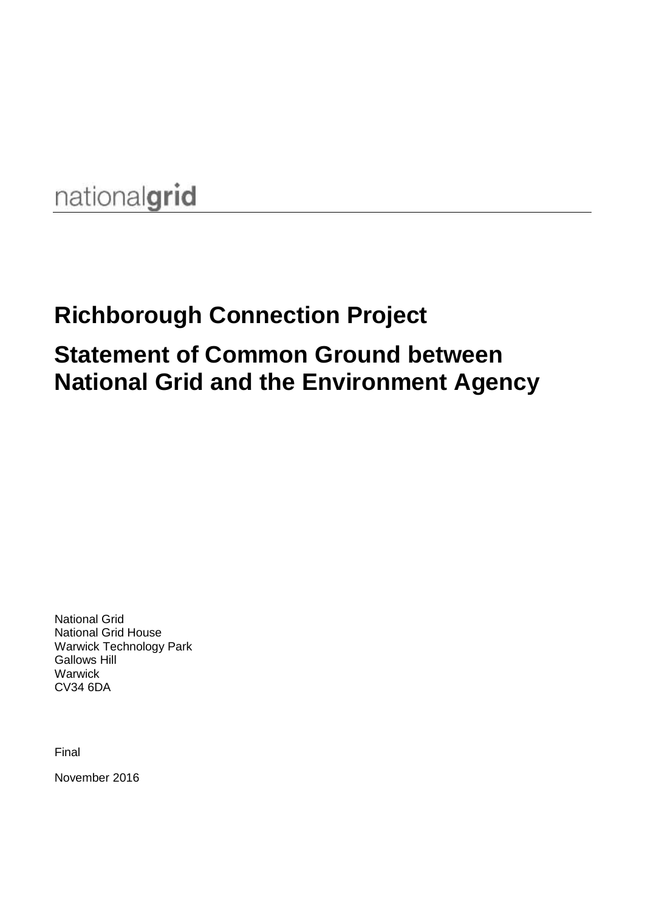nationalgrid

# Richborough Connection Project

# Statement of Common Ground between National Grid and the Environment Agency

National Grid
National Grid House
Warwick Technology Park
Gallows Hill
Warwick
CV34 6DA

Final

November 2016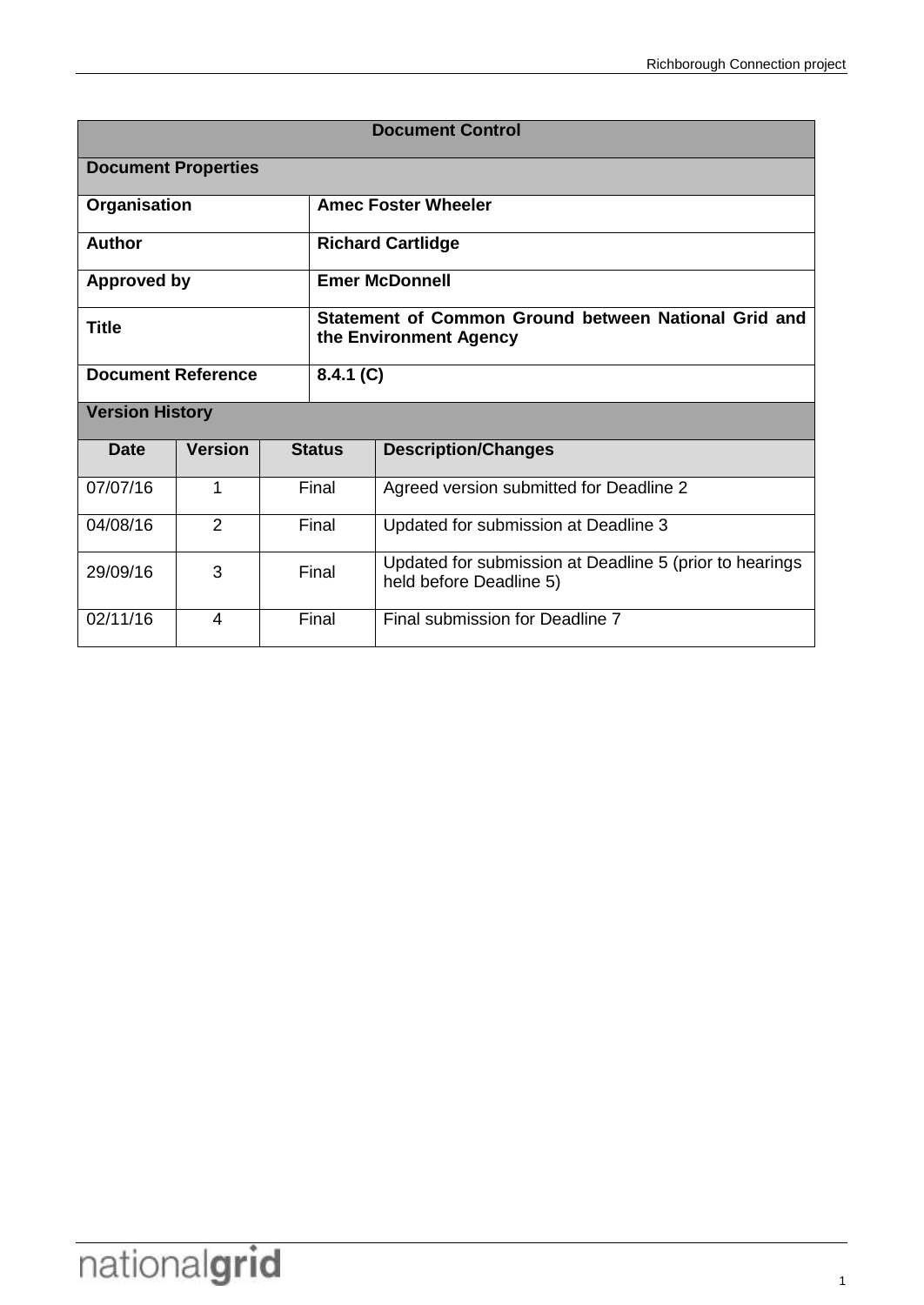| Document Control | | | |
|---|---|---|---|
| **Document Properties** | | | |
| **Organisation** | **Amec Foster Wheeler** | | |
| **Author** | **Richard Cartlidge** | | |
| **Approved by** | **Emer McDonnell** | | |
| **Title** | **Statement of Common Ground between National Grid and the Environment Agency** | | |
| **Document Reference** | **8.4.1 (C)** | | |
| **Version History** | | | |
| **Date** | **Version** | **Status** | **Description/Changes** |
| 07/07/16 | 1 | Final | Agreed version submitted for Deadline 2 |
| 04/08/16 | 2 | Final | Updated for submission at Deadline 3 |
| 29/09/16 | 3 | Final | Updated for submission at Deadline 5 (prior to hearings held before Deadline 5) |
| 02/11/16 | 4 | Final | Final submission for Deadline 7 |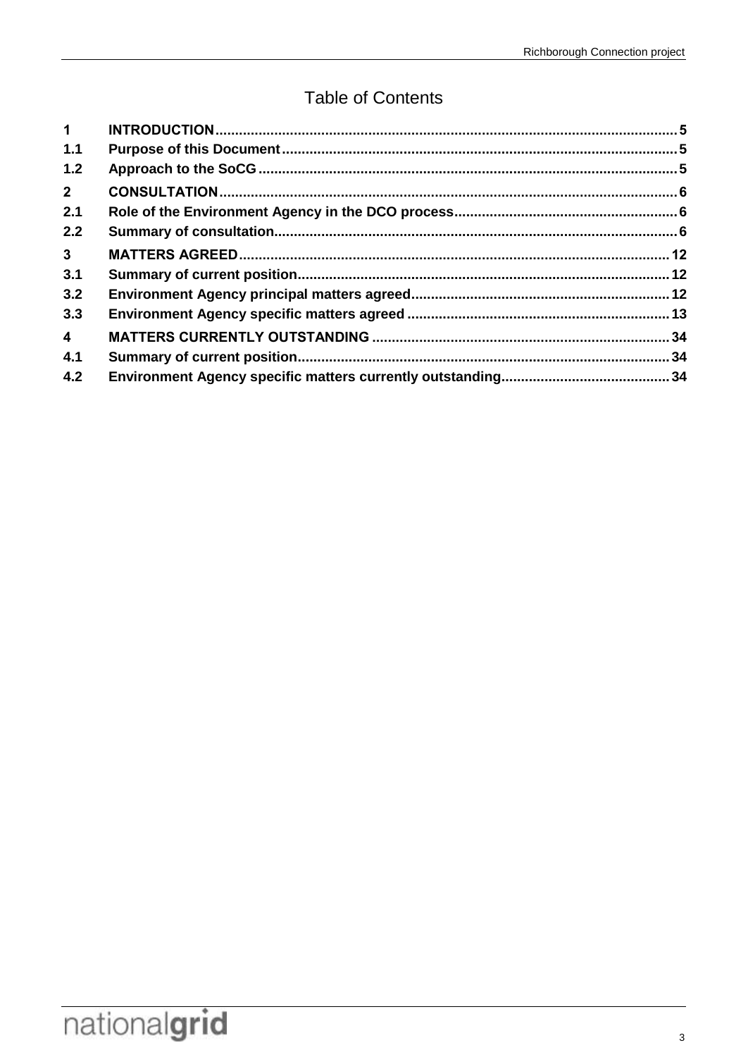# Table of Contents

| | | |
|---|---|---|
| **1** | **INTRODUCTION** | **5** |
| **1.1** | **Purpose of this Document** | **5** |
| **1.2** | **Approach to the SoCG** | **5** |
| **2** | **CONSULTATION** | **6** |
| **2.1** | **Role of the Environment Agency in the DCO process** | **6** |
| **2.2** | **Summary of consultation** | **6** |
| **3** | **MATTERS AGREED** | **12** |
| **3.1** | **Summary of current position** | **12** |
| **3.2** | **Environment Agency principal matters agreed** | **12** |
| **3.3** | **Environment Agency specific matters agreed** | **13** |
| **4** | **MATTERS CURRENTLY OUTSTANDING** | **34** |
| **4.1** | **Summary of current position** | **34** |
| **4.2** | **Environment Agency specific matters currently outstanding** | **34** |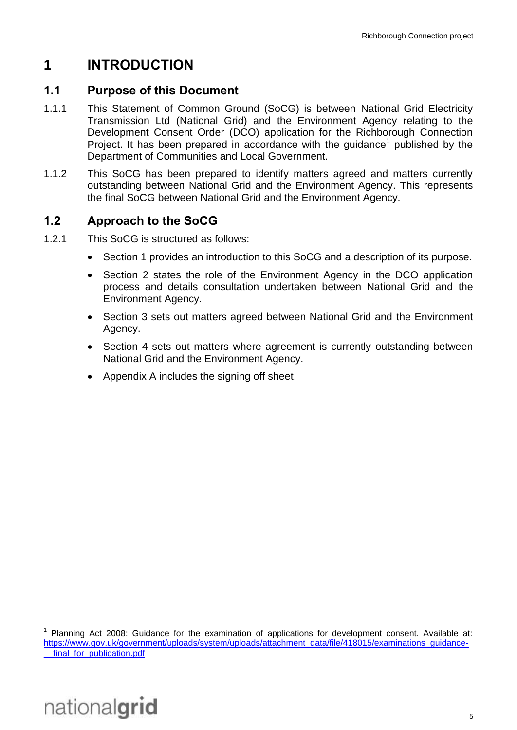# 1 INTRODUCTION

## 1.1 Purpose of this Document

1.1.1 This Statement of Common Ground (SoCG) is between National Grid Electricity Transmission Ltd (National Grid) and the Environment Agency relating to the Development Consent Order (DCO) application for the Richborough Connection Project. It has been prepared in accordance with the guidance[1] published by the Department of Communities and Local Government.

1.1.2 This SoCG has been prepared to identify matters agreed and matters currently outstanding between National Grid and the Environment Agency. This represents the final SoCG between National Grid and the Environment Agency.

## 1.2 Approach to the SoCG

1.2.1 This SoCG is structured as follows:

- Section 1 provides an introduction to this SoCG and a description of its purpose.
- Section 2 states the role of the Environment Agency in the DCO application process and details consultation undertaken between National Grid and the Environment Agency.
- Section 3 sets out matters agreed between National Grid and the Environment Agency.
- Section 4 sets out matters where agreement is currently outstanding between National Grid and the Environment Agency.
- Appendix A includes the signing off sheet.

---

[1] Planning Act 2008: Guidance for the examination of applications for development consent. Available at: https://www.gov.uk/government/uploads/system/uploads/attachment_data/file/418015/examinations_guidance-__final_for_publication.pdf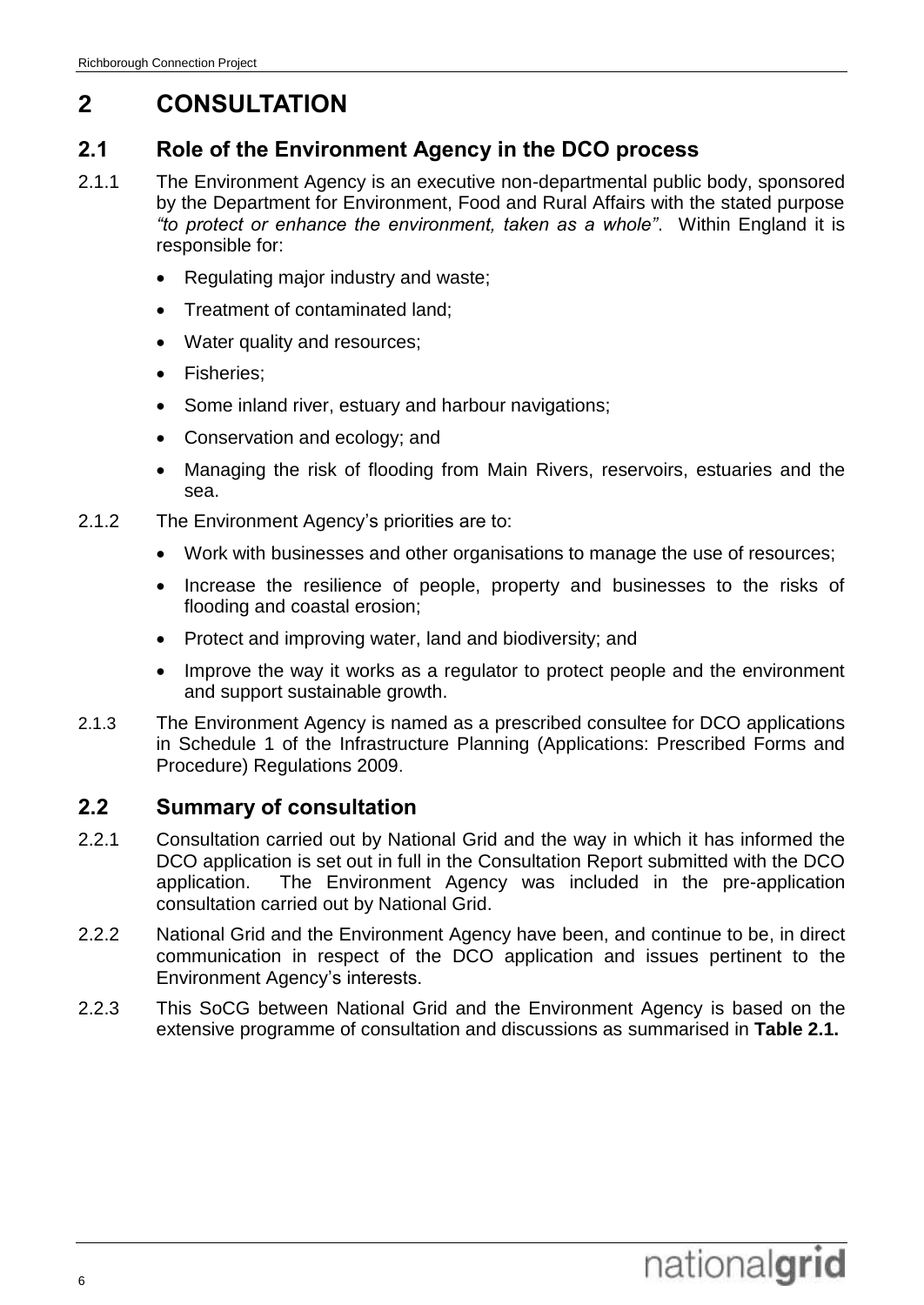# 2 CONSULTATION

## 2.1 Role of the Environment Agency in the DCO process

2.1.1 The Environment Agency is an executive non-departmental public body, sponsored by the Department for Environment, Food and Rural Affairs with the stated purpose *"to protect or enhance the environment, taken as a whole"*. Within England it is responsible for:

- Regulating major industry and waste;
- Treatment of contaminated land;
- Water quality and resources;
- Fisheries;
- Some inland river, estuary and harbour navigations;
- Conservation and ecology; and
- Managing the risk of flooding from Main Rivers, reservoirs, estuaries and the sea.

2.1.2 The Environment Agency's priorities are to:

- Work with businesses and other organisations to manage the use of resources;
- Increase the resilience of people, property and businesses to the risks of flooding and coastal erosion;
- Protect and improving water, land and biodiversity; and
- Improve the way it works as a regulator to protect people and the environment and support sustainable growth.

2.1.3 The Environment Agency is named as a prescribed consultee for DCO applications in Schedule 1 of the Infrastructure Planning (Applications: Prescribed Forms and Procedure) Regulations 2009.

## 2.2 Summary of consultation

2.2.1 Consultation carried out by National Grid and the way in which it has informed the DCO application is set out in full in the Consultation Report submitted with the DCO application. The Environment Agency was included in the pre-application consultation carried out by National Grid.

2.2.2 National Grid and the Environment Agency have been, and continue to be, in direct communication in respect of the DCO application and issues pertinent to the Environment Agency's interests.

2.2.3 This SoCG between National Grid and the Environment Agency is based on the extensive programme of consultation and discussions as summarised in **Table 2.1.**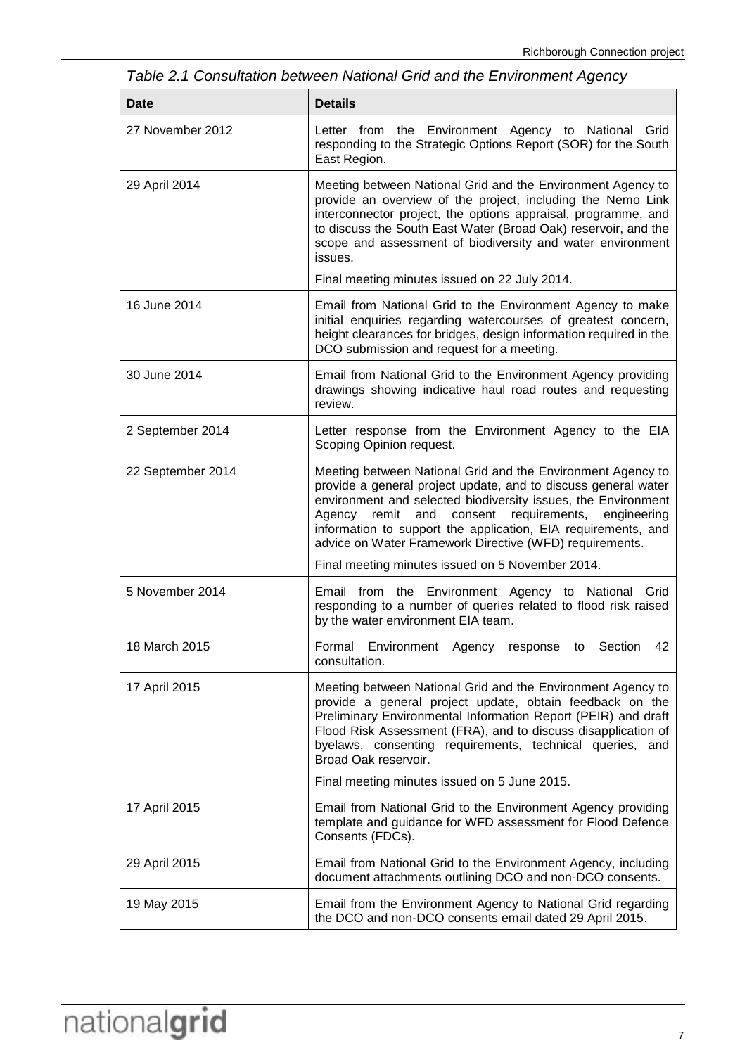*Table 2.1 Consultation between National Grid and the Environment Agency*

| Date | Details |
|---|---|
| 27 November 2012 | Letter from the Environment Agency to National Grid responding to the Strategic Options Report (SOR) for the South East Region. |
| 29 April 2014 | Meeting between National Grid and the Environment Agency to provide an overview of the project, including the Nemo Link interconnector project, the options appraisal, programme, and to discuss the South East Water (Broad Oak) reservoir, and the scope and assessment of biodiversity and water environment issues.<br><br>Final meeting minutes issued on 22 July 2014. |
| 16 June 2014 | Email from National Grid to the Environment Agency to make initial enquiries regarding watercourses of greatest concern, height clearances for bridges, design information required in the DCO submission and request for a meeting. |
| 30 June 2014 | Email from National Grid to the Environment Agency providing drawings showing indicative haul road routes and requesting review. |
| 2 September 2014 | Letter response from the Environment Agency to the EIA Scoping Opinion request. |
| 22 September 2014 | Meeting between National Grid and the Environment Agency to provide a general project update, and to discuss general water environment and selected biodiversity issues, the Environment Agency remit and consent requirements, engineering information to support the application, EIA requirements, and advice on Water Framework Directive (WFD) requirements.<br><br>Final meeting minutes issued on 5 November 2014. |
| 5 November 2014 | Email from the Environment Agency to National Grid responding to a number of queries related to flood risk raised by the water environment EIA team. |
| 18 March 2015 | Formal Environment Agency response to Section 42 consultation. |
| 17 April 2015 | Meeting between National Grid and the Environment Agency to provide a general project update, obtain feedback on the Preliminary Environmental Information Report (PEIR) and draft Flood Risk Assessment (FRA), and to discuss disapplication of byelaws, consenting requirements, technical queries, and Broad Oak reservoir.<br><br>Final meeting minutes issued on 5 June 2015. |
| 17 April 2015 | Email from National Grid to the Environment Agency providing template and guidance for WFD assessment for Flood Defence Consents (FDCs). |
| 29 April 2015 | Email from National Grid to the Environment Agency, including document attachments outlining DCO and non-DCO consents. |
| 19 May 2015 | Email from the Environment Agency to National Grid regarding the DCO and non-DCO consents email dated 29 April 2015. |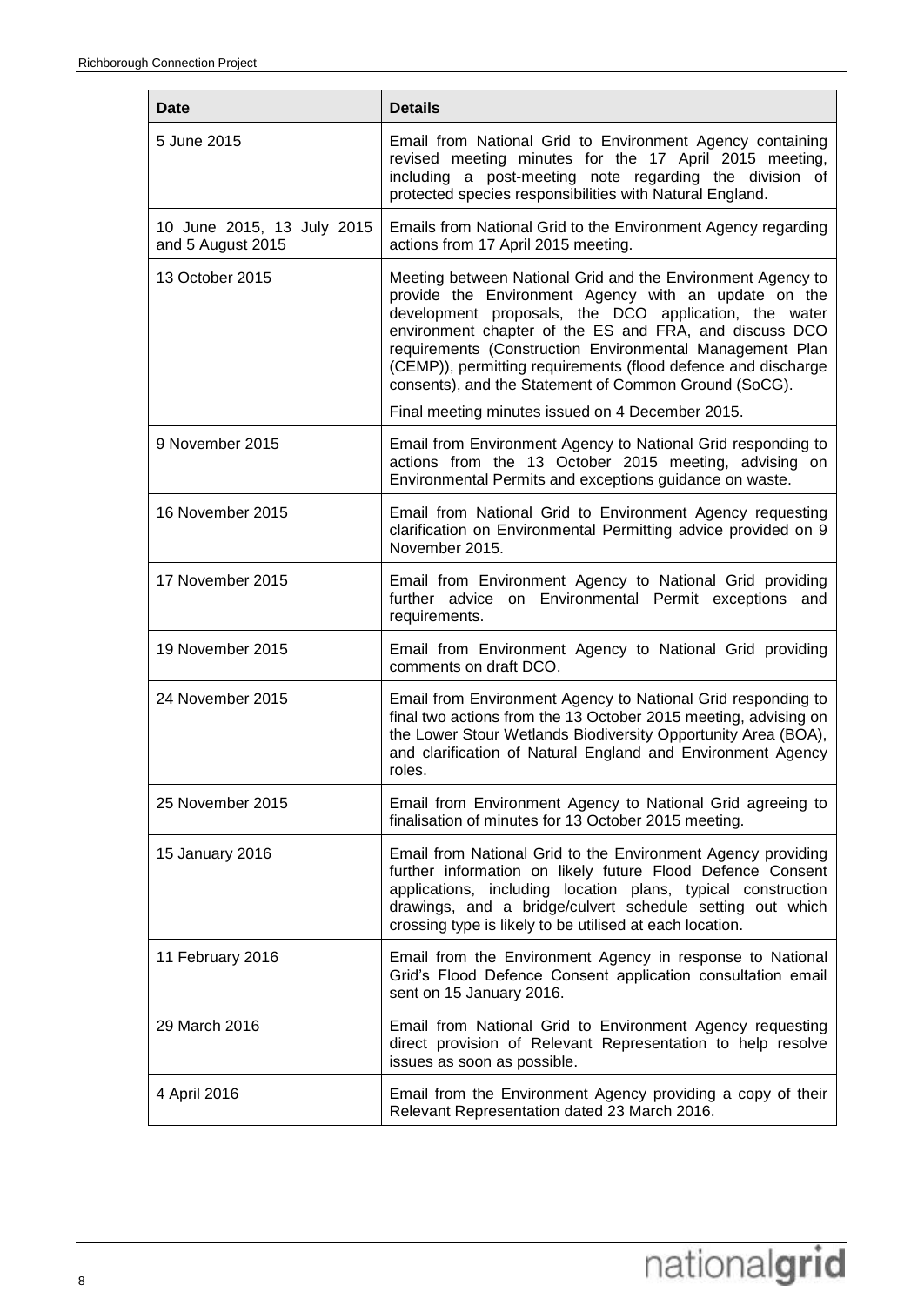| Date | Details |
| --- | --- |
| 5 June 2015 | Email from National Grid to Environment Agency containing revised meeting minutes for the 17 April 2015 meeting, including a post-meeting note regarding the division of protected species responsibilities with Natural England. |
| 10 June 2015, 13 July 2015 and 5 August 2015 | Emails from National Grid to the Environment Agency regarding actions from 17 April 2015 meeting. |
| 13 October 2015 | Meeting between National Grid and the Environment Agency to provide the Environment Agency with an update on the development proposals, the DCO application, the water environment chapter of the ES and FRA, and discuss DCO requirements (Construction Environmental Management Plan (CEMP)), permitting requirements (flood defence and discharge consents), and the Statement of Common Ground (SoCG).<br><br>Final meeting minutes issued on 4 December 2015. |
| 9 November 2015 | Email from Environment Agency to National Grid responding to actions from the 13 October 2015 meeting, advising on Environmental Permits and exceptions guidance on waste. |
| 16 November 2015 | Email from National Grid to Environment Agency requesting clarification on Environmental Permitting advice provided on 9 November 2015. |
| 17 November 2015 | Email from Environment Agency to National Grid providing further advice on Environmental Permit exceptions and requirements. |
| 19 November 2015 | Email from Environment Agency to National Grid providing comments on draft DCO. |
| 24 November 2015 | Email from Environment Agency to National Grid responding to final two actions from the 13 October 2015 meeting, advising on the Lower Stour Wetlands Biodiversity Opportunity Area (BOA), and clarification of Natural England and Environment Agency roles. |
| 25 November 2015 | Email from Environment Agency to National Grid agreeing to finalisation of minutes for 13 October 2015 meeting. |
| 15 January 2016 | Email from National Grid to the Environment Agency providing further information on likely future Flood Defence Consent applications, including location plans, typical construction drawings, and a bridge/culvert schedule setting out which crossing type is likely to be utilised at each location. |
| 11 February 2016 | Email from the Environment Agency in response to National Grid's Flood Defence Consent application consultation email sent on 15 January 2016. |
| 29 March 2016 | Email from National Grid to Environment Agency requesting direct provision of Relevant Representation to help resolve issues as soon as possible. |
| 4 April 2016 | Email from the Environment Agency providing a copy of their Relevant Representation dated 23 March 2016. |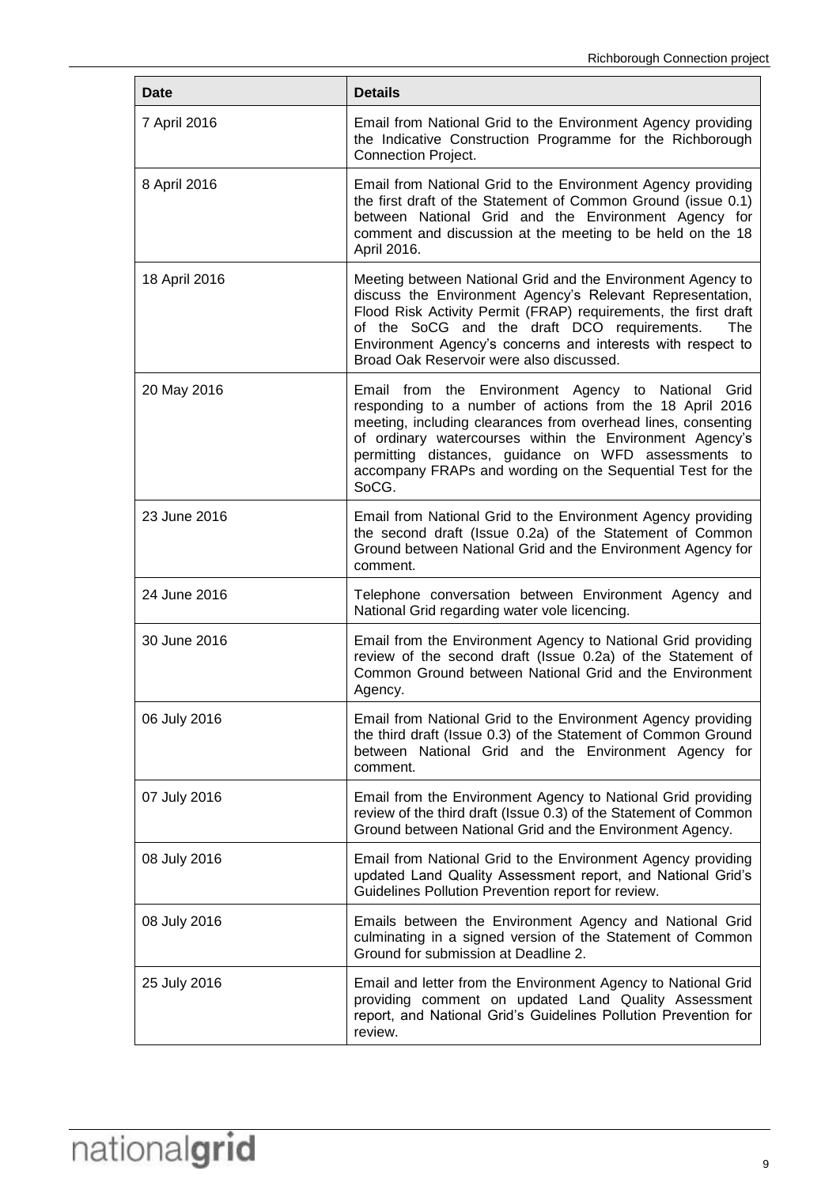| Date | Details |
| --- | --- |
| 7 April 2016 | Email from National Grid to the Environment Agency providing the Indicative Construction Programme for the Richborough Connection Project. |
| 8 April 2016 | Email from National Grid to the Environment Agency providing the first draft of the Statement of Common Ground (issue 0.1) between National Grid and the Environment Agency for comment and discussion at the meeting to be held on the 18 April 2016. |
| 18 April 2016 | Meeting between National Grid and the Environment Agency to discuss the Environment Agency's Relevant Representation, Flood Risk Activity Permit (FRAP) requirements, the first draft of the SoCG and the draft DCO requirements. The Environment Agency's concerns and interests with respect to Broad Oak Reservoir were also discussed. |
| 20 May 2016 | Email from the Environment Agency to National Grid responding to a number of actions from the 18 April 2016 meeting, including clearances from overhead lines, consenting of ordinary watercourses within the Environment Agency's permitting distances, guidance on WFD assessments to accompany FRAPs and wording on the Sequential Test for the SoCG. |
| 23 June 2016 | Email from National Grid to the Environment Agency providing the second draft (Issue 0.2a) of the Statement of Common Ground between National Grid and the Environment Agency for comment. |
| 24 June 2016 | Telephone conversation between Environment Agency and National Grid regarding water vole licencing. |
| 30 June 2016 | Email from the Environment Agency to National Grid providing review of the second draft (Issue 0.2a) of the Statement of Common Ground between National Grid and the Environment Agency. |
| 06 July 2016 | Email from National Grid to the Environment Agency providing the third draft (Issue 0.3) of the Statement of Common Ground between National Grid and the Environment Agency for comment. |
| 07 July 2016 | Email from the Environment Agency to National Grid providing review of the third draft (Issue 0.3) of the Statement of Common Ground between National Grid and the Environment Agency. |
| 08 July 2016 | Email from National Grid to the Environment Agency providing updated Land Quality Assessment report, and National Grid's Guidelines Pollution Prevention report for review. |
| 08 July 2016 | Emails between the Environment Agency and National Grid culminating in a signed version of the Statement of Common Ground for submission at Deadline 2. |
| 25 July 2016 | Email and letter from the Environment Agency to National Grid providing comment on updated Land Quality Assessment report, and National Grid's Guidelines Pollution Prevention for review. |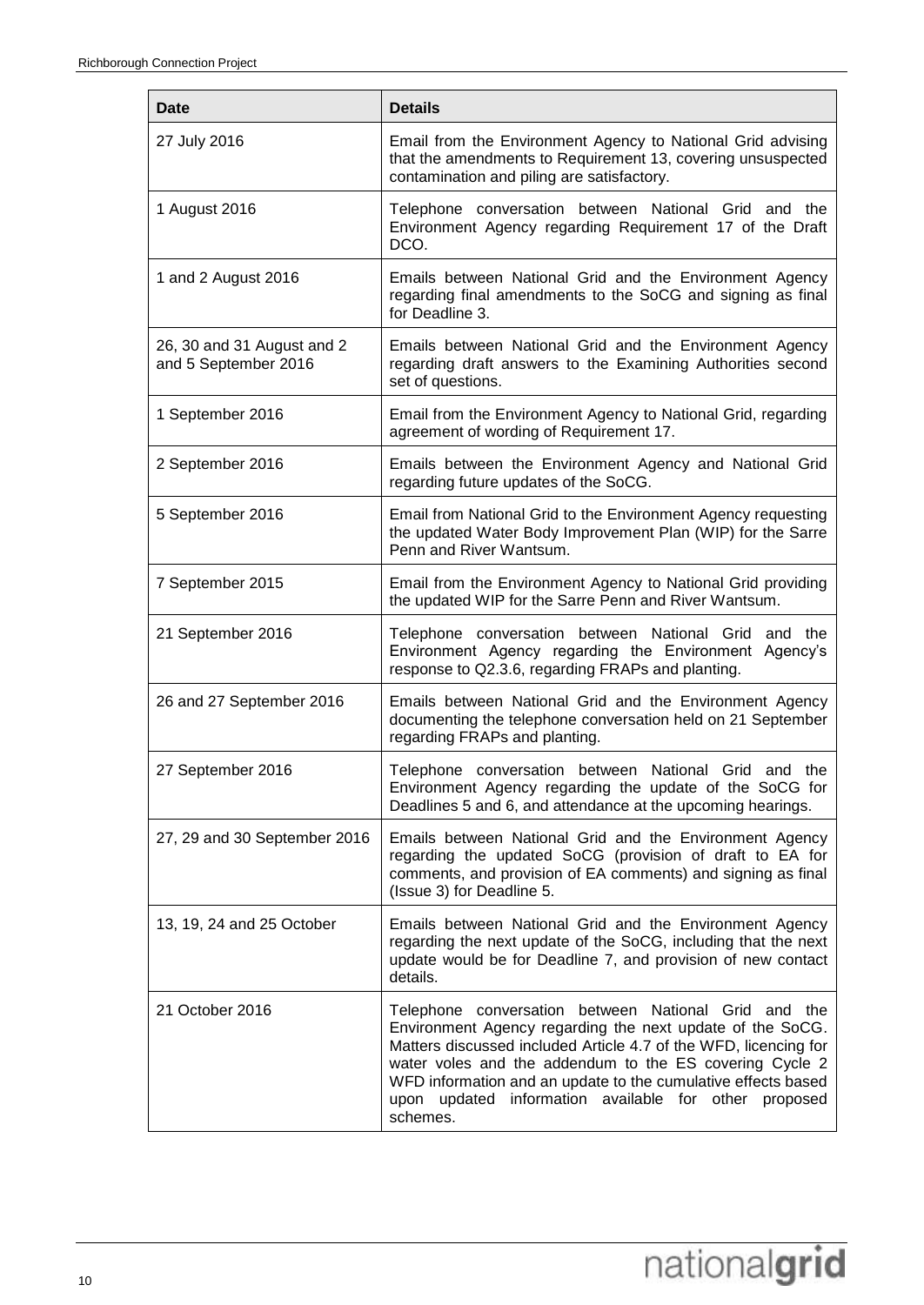| Date | Details |
| --- | --- |
| 27 July 2016 | Email from the Environment Agency to National Grid advising that the amendments to Requirement 13, covering unsuspected contamination and piling are satisfactory. |
| 1 August 2016 | Telephone conversation between National Grid and the Environment Agency regarding Requirement 17 of the Draft DCO. |
| 1 and 2 August 2016 | Emails between National Grid and the Environment Agency regarding final amendments to the SoCG and signing as final for Deadline 3. |
| 26, 30 and 31 August and 2 and 5 September 2016 | Emails between National Grid and the Environment Agency regarding draft answers to the Examining Authorities second set of questions. |
| 1 September 2016 | Email from the Environment Agency to National Grid, regarding agreement of wording of Requirement 17. |
| 2 September 2016 | Emails between the Environment Agency and National Grid regarding future updates of the SoCG. |
| 5 September 2016 | Email from National Grid to the Environment Agency requesting the updated Water Body Improvement Plan (WIP) for the Sarre Penn and River Wantsum. |
| 7 September 2015 | Email from the Environment Agency to National Grid providing the updated WIP for the Sarre Penn and River Wantsum. |
| 21 September 2016 | Telephone conversation between National Grid and the Environment Agency regarding the Environment Agency's response to Q2.3.6, regarding FRAPs and planting. |
| 26 and 27 September 2016 | Emails between National Grid and the Environment Agency documenting the telephone conversation held on 21 September regarding FRAPs and planting. |
| 27 September 2016 | Telephone conversation between National Grid and the Environment Agency regarding the update of the SoCG for Deadlines 5 and 6, and attendance at the upcoming hearings. |
| 27, 29 and 30 September 2016 | Emails between National Grid and the Environment Agency regarding the updated SoCG (provision of draft to EA for comments, and provision of EA comments) and signing as final (Issue 3) for Deadline 5. |
| 13, 19, 24 and 25 October | Emails between National Grid and the Environment Agency regarding the next update of the SoCG, including that the next update would be for Deadline 7, and provision of new contact details. |
| 21 October 2016 | Telephone conversation between National Grid and the Environment Agency regarding the next update of the SoCG. Matters discussed included Article 4.7 of the WFD, licencing for water voles and the addendum to the ES covering Cycle 2 WFD information and an update to the cumulative effects based upon updated information available for other proposed schemes. |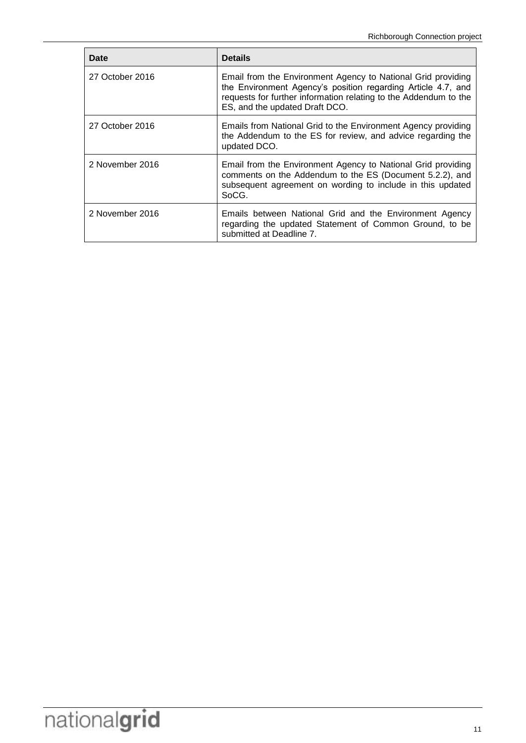| Date | Details |
| --- | --- |
| 27 October 2016 | Email from the Environment Agency to National Grid providing the Environment Agency's position regarding Article 4.7, and requests for further information relating to the Addendum to the ES, and the updated Draft DCO. |
| 27 October 2016 | Emails from National Grid to the Environment Agency providing the Addendum to the ES for review, and advice regarding the updated DCO. |
| 2 November 2016 | Email from the Environment Agency to National Grid providing comments on the Addendum to the ES (Document 5.2.2), and subsequent agreement on wording to include in this updated SoCG. |
| 2 November 2016 | Emails between National Grid and the Environment Agency regarding the updated Statement of Common Ground, to be submitted at Deadline 7. |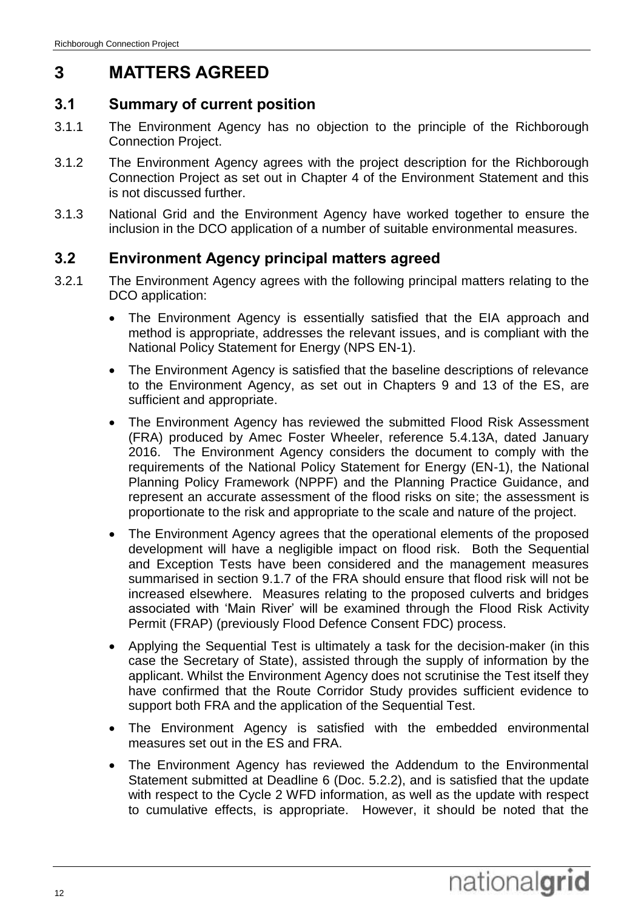# 3 MATTERS AGREED

## 3.1 Summary of current position

3.1.1 The Environment Agency has no objection to the principle of the Richborough Connection Project.

3.1.2 The Environment Agency agrees with the project description for the Richborough Connection Project as set out in Chapter 4 of the Environment Statement and this is not discussed further.

3.1.3 National Grid and the Environment Agency have worked together to ensure the inclusion in the DCO application of a number of suitable environmental measures.

## 3.2 Environment Agency principal matters agreed

3.2.1 The Environment Agency agrees with the following principal matters relating to the DCO application:

- The Environment Agency is essentially satisfied that the EIA approach and method is appropriate, addresses the relevant issues, and is compliant with the National Policy Statement for Energy (NPS EN-1).
- The Environment Agency is satisfied that the baseline descriptions of relevance to the Environment Agency, as set out in Chapters 9 and 13 of the ES, are sufficient and appropriate.
- The Environment Agency has reviewed the submitted Flood Risk Assessment (FRA) produced by Amec Foster Wheeler, reference 5.4.13A, dated January 2016. The Environment Agency considers the document to comply with the requirements of the National Policy Statement for Energy (EN-1), the National Planning Policy Framework (NPPF) and the Planning Practice Guidance, and represent an accurate assessment of the flood risks on site; the assessment is proportionate to the risk and appropriate to the scale and nature of the project.
- The Environment Agency agrees that the operational elements of the proposed development will have a negligible impact on flood risk. Both the Sequential and Exception Tests have been considered and the management measures summarised in section 9.1.7 of the FRA should ensure that flood risk will not be increased elsewhere. Measures relating to the proposed culverts and bridges associated with 'Main River' will be examined through the Flood Risk Activity Permit (FRAP) (previously Flood Defence Consent FDC) process.
- Applying the Sequential Test is ultimately a task for the decision-maker (in this case the Secretary of State), assisted through the supply of information by the applicant. Whilst the Environment Agency does not scrutinise the Test itself they have confirmed that the Route Corridor Study provides sufficient evidence to support both FRA and the application of the Sequential Test.
- The Environment Agency is satisfied with the embedded environmental measures set out in the ES and FRA.
- The Environment Agency has reviewed the Addendum to the Environmental Statement submitted at Deadline 6 (Doc. 5.2.2), and is satisfied that the update with respect to the Cycle 2 WFD information, as well as the update with respect to cumulative effects, is appropriate. However, it should be noted that the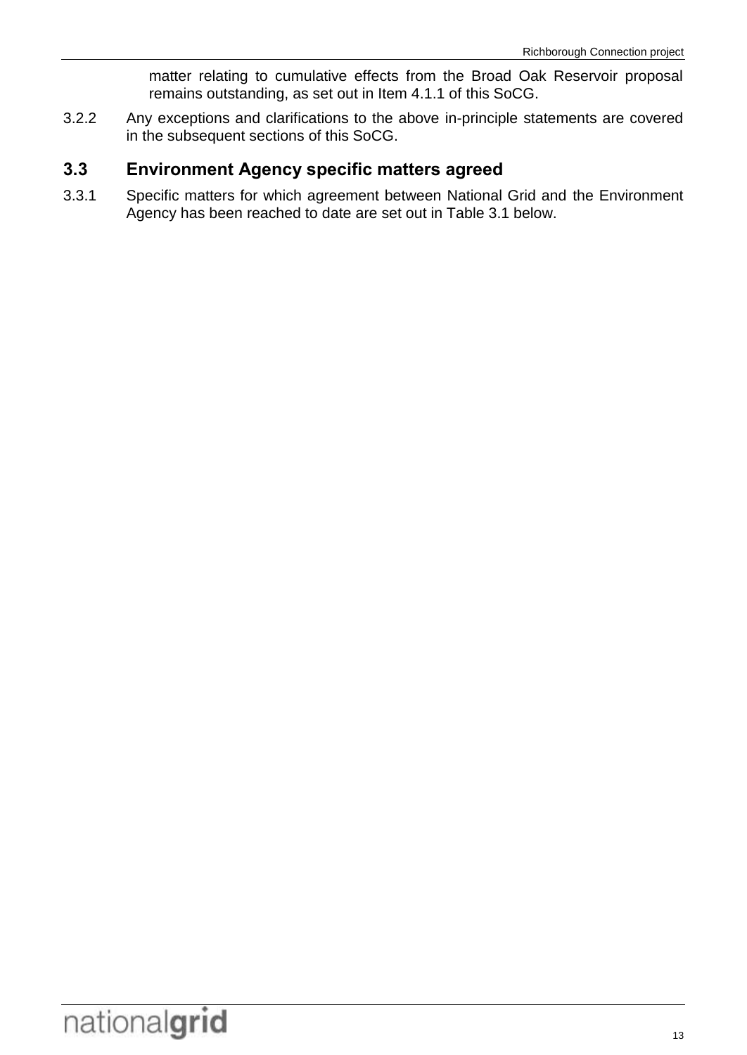matter relating to cumulative effects from the Broad Oak Reservoir proposal remains outstanding, as set out in Item 4.1.1 of this SoCG.

3.2.2 Any exceptions and clarifications to the above in-principle statements are covered in the subsequent sections of this SoCG.

## 3.3 Environment Agency specific matters agreed

3.3.1 Specific matters for which agreement between National Grid and the Environment Agency has been reached to date are set out in Table 3.1 below.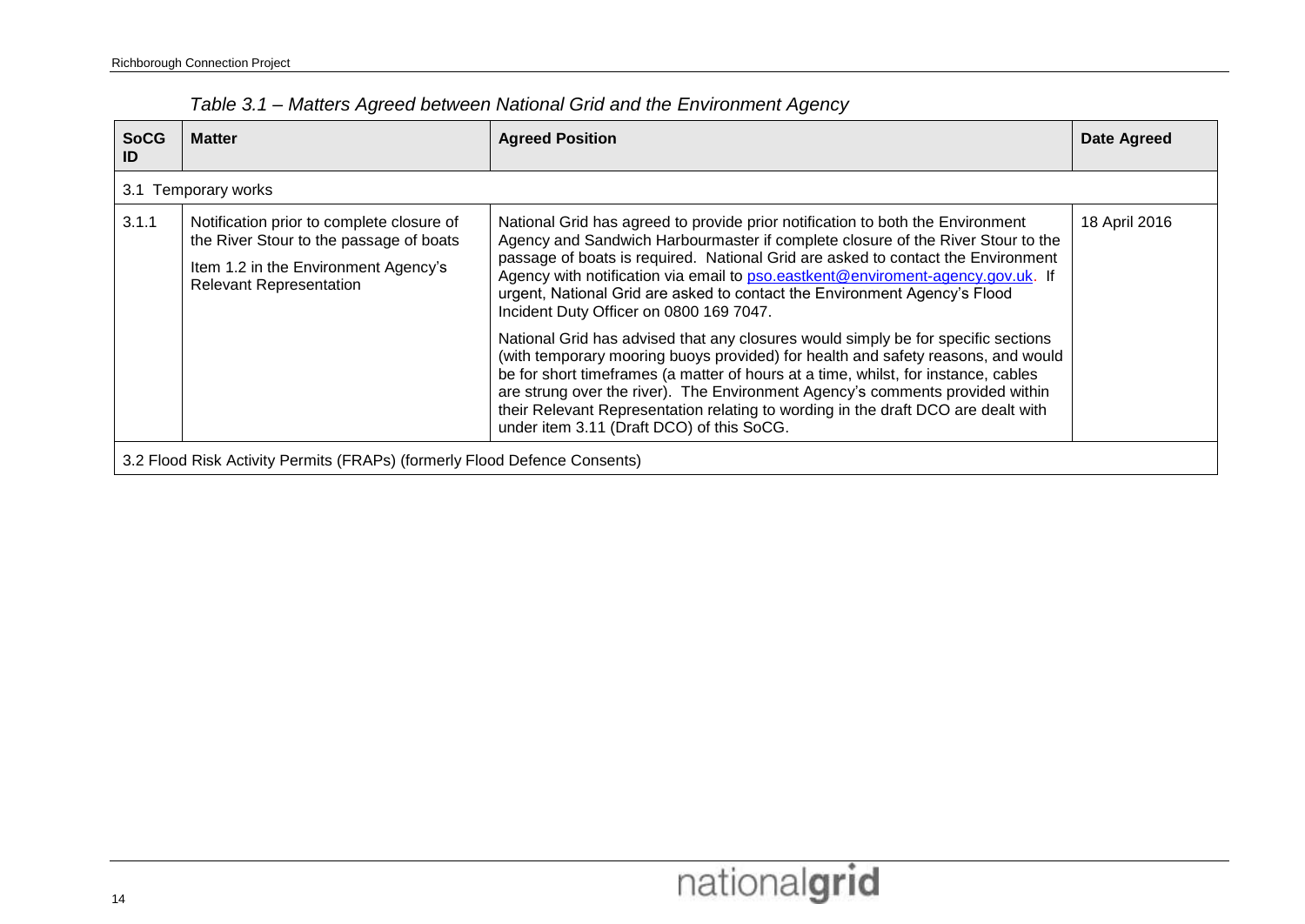*Table 3.1 – Matters Agreed between National Grid and the Environment Agency*

| SoCG ID | Matter | Agreed Position | Date Agreed |
|---|---|---|---|
| 3.1 Temporary works | | | |
| 3.1.1 | Notification prior to complete closure of the River Stour to the passage of boats<br><br>Item 1.2 in the Environment Agency's Relevant Representation | National Grid has agreed to provide prior notification to both the Environment Agency and Sandwich Harbourmaster if complete closure of the River Stour to the passage of boats is required. National Grid are asked to contact the Environment Agency with notification via email to pso.eastkent@enviroment-agency.gov.uk. If urgent, National Grid are asked to contact the Environment Agency's Flood Incident Duty Officer on 0800 169 7047.<br><br>National Grid has advised that any closures would simply be for specific sections (with temporary mooring buoys provided) for health and safety reasons, and would be for short timeframes (a matter of hours at a time, whilst, for instance, cables are strung over the river). The Environment Agency's comments provided within their Relevant Representation relating to wording in the draft DCO are dealt with under item 3.11 (Draft DCO) of this SoCG. | 18 April 2016 |
| 3.2 Flood Risk Activity Permits (FRAPs) (formerly Flood Defence Consents) | | | |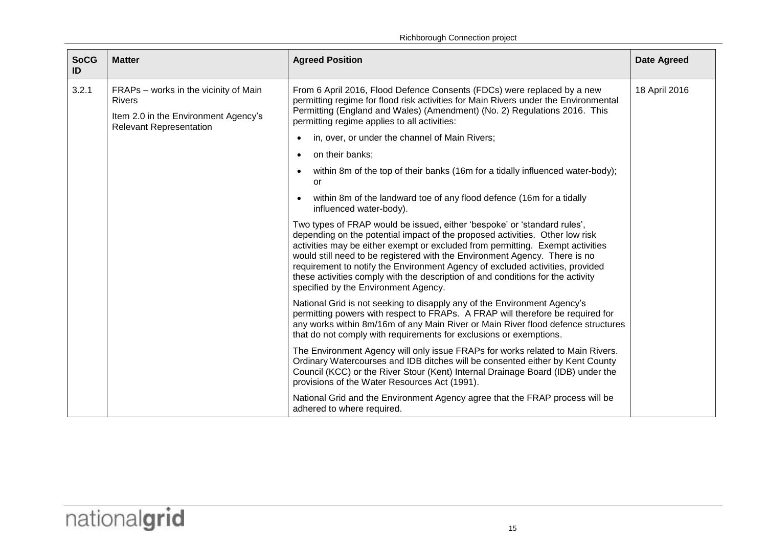| SoCG ID | Matter | Agreed Position | Date Agreed |
|---|---|---|---|
| 3.2.1 | FRAPs – works in the vicinity of Main Rivers<br><br>Item 2.0 in the Environment Agency's Relevant Representation | From 6 April 2016, Flood Defence Consents (FDCs) were replaced by a new permitting regime for flood risk activities for Main Rivers under the Environmental Permitting (England and Wales) (Amendment) (No. 2) Regulations 2016. This permitting regime applies to all activities:<br><br>• in, over, or under the channel of Main Rivers;<br>• on their banks;<br>• within 8m of the top of their banks (16m for a tidally influenced water-body); or<br>• within 8m of the landward toe of any flood defence (16m for a tidally influenced water-body).<br><br>Two types of FRAP would be issued, either 'bespoke' or 'standard rules', depending on the potential impact of the proposed activities. Other low risk activities may be either exempt or excluded from permitting. Exempt activities would still need to be registered with the Environment Agency. There is no requirement to notify the Environment Agency of excluded activities, provided these activities comply with the description of and conditions for the activity specified by the Environment Agency.<br><br>National Grid is not seeking to disapply any of the Environment Agency's permitting powers with respect to FRAPs. A FRAP will therefore be required for any works within 8m/16m of any Main River or Main River flood defence structures that do not comply with requirements for exclusions or exemptions.<br><br>The Environment Agency will only issue FRAPs for works related to Main Rivers. Ordinary Watercourses and IDB ditches will be consented either by Kent County Council (KCC) or the River Stour (Kent) Internal Drainage Board (IDB) under the provisions of the Water Resources Act (1991).<br><br>National Grid and the Environment Agency agree that the FRAP process will be adhered to where required. | 18 April 2016 |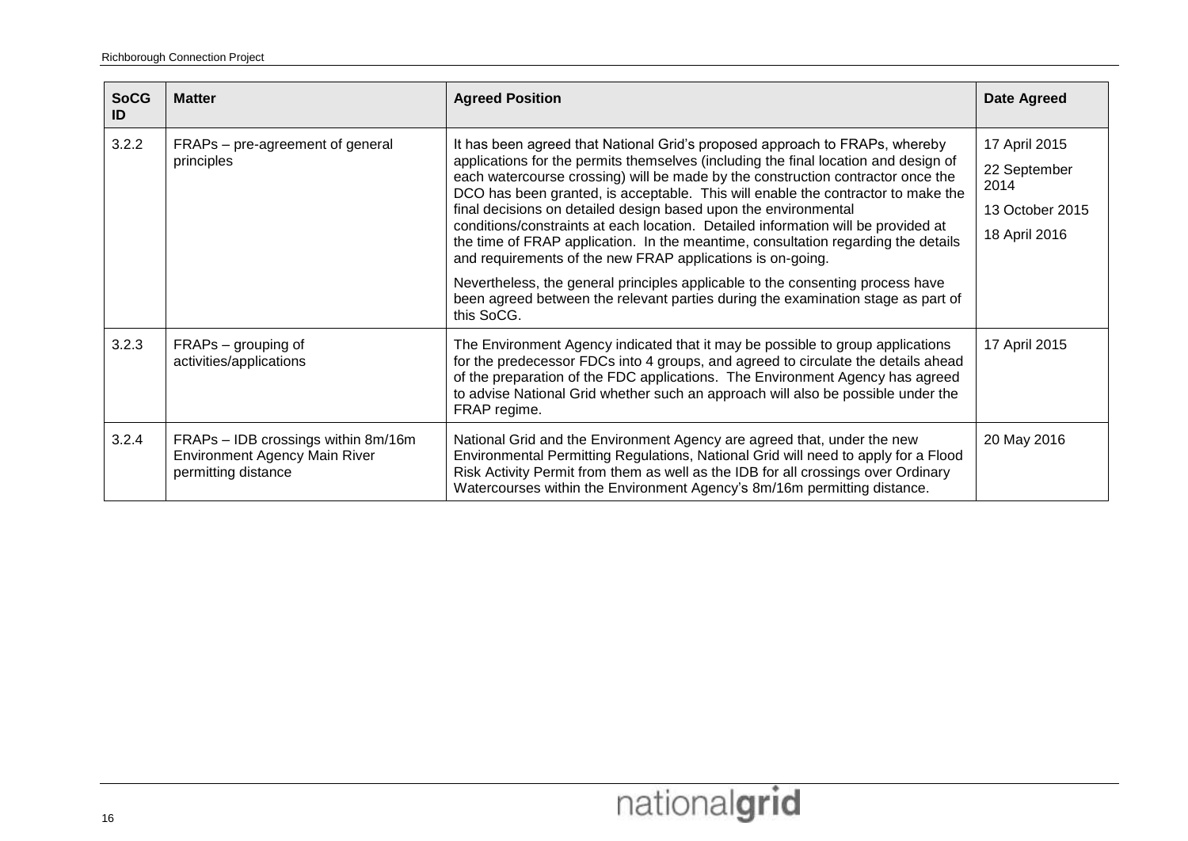| SoCG ID | Matter | Agreed Position | Date Agreed |
|---|---|---|---|
| 3.2.2 | FRAPs – pre-agreement of general principles | It has been agreed that National Grid's proposed approach to FRAPs, whereby applications for the permits themselves (including the final location and design of each watercourse crossing) will be made by the construction contractor once the DCO has been granted, is acceptable. This will enable the contractor to make the final decisions on detailed design based upon the environmental conditions/constraints at each location. Detailed information will be provided at the time of FRAP application. In the meantime, consultation regarding the details and requirements of the new FRAP applications is on-going.<br><br>Nevertheless, the general principles applicable to the consenting process have been agreed between the relevant parties during the examination stage as part of this SoCG. | 17 April 2015<br><br>22 September 2014<br><br>13 October 2015<br><br>18 April 2016 |
| 3.2.3 | FRAPs – grouping of activities/applications | The Environment Agency indicated that it may be possible to group applications for the predecessor FDCs into 4 groups, and agreed to circulate the details ahead of the preparation of the FDC applications. The Environment Agency has agreed to advise National Grid whether such an approach will also be possible under the FRAP regime. | 17 April 2015 |
| 3.2.4 | FRAPs – IDB crossings within 8m/16m Environment Agency Main River permitting distance | National Grid and the Environment Agency are agreed that, under the new Environmental Permitting Regulations, National Grid will need to apply for a Flood Risk Activity Permit from them as well as the IDB for all crossings over Ordinary Watercourses within the Environment Agency's 8m/16m permitting distance. | 20 May 2016 |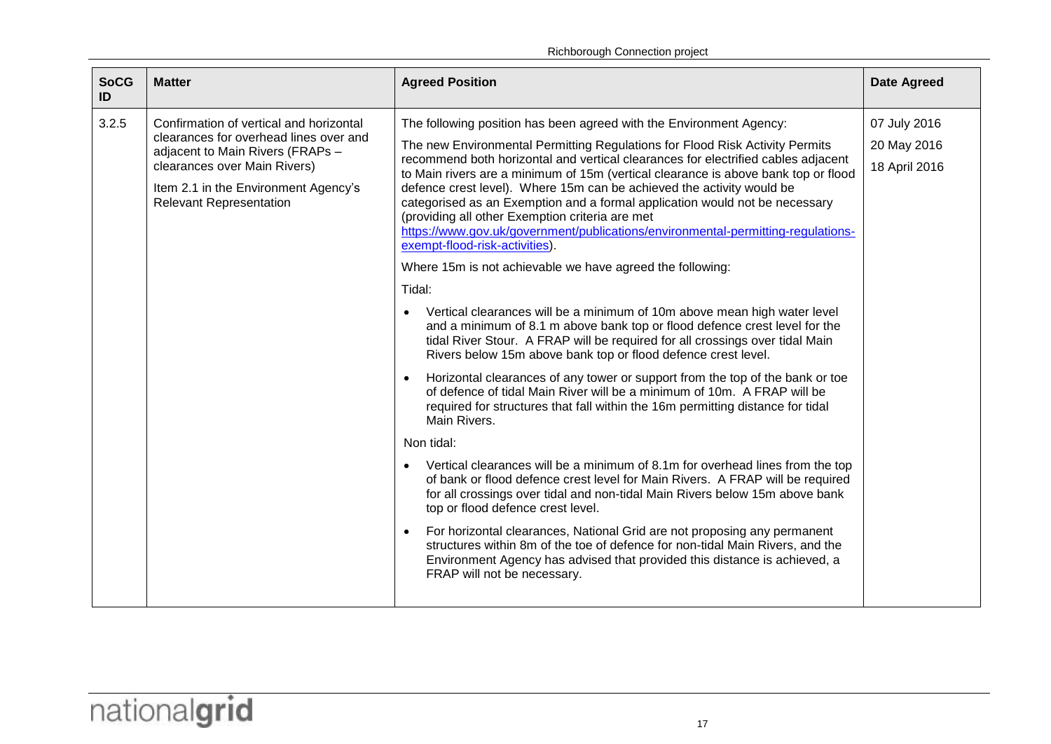| SoCG ID | Matter | Agreed Position | Date Agreed |
|---|---|---|---|
| 3.2.5 | Confirmation of vertical and horizontal clearances for overhead lines over and adjacent to Main Rivers (FRAPs – clearances over Main Rivers)<br><br>Item 2.1 in the Environment Agency's Relevant Representation | The following position has been agreed with the Environment Agency:<br><br>The new Environmental Permitting Regulations for Flood Risk Activity Permits recommend both horizontal and vertical clearances for electrified cables adjacent to Main rivers are a minimum of 15m (vertical clearance is above bank top or flood defence crest level). Where 15m can be achieved the activity would be categorised as an Exemption and a formal application would not be necessary (providing all other Exemption criteria are met [https://www.gov.uk/government/publications/environmental-permitting-regulations-exempt-flood-risk-activities](https://www.gov.uk/government/publications/environmental-permitting-regulations-exempt-flood-risk-activities)).<br><br>Where 15m is not achievable we have agreed the following:<br><br>Tidal:<br><br>• Vertical clearances will be a minimum of 10m above mean high water level and a minimum of 8.1 m above bank top or flood defence crest level for the tidal River Stour. A FRAP will be required for all crossings over tidal Main Rivers below 15m above bank top or flood defence crest level.<br><br>• Horizontal clearances of any tower or support from the top of the bank or toe of defence of tidal Main River will be a minimum of 10m. A FRAP will be required for structures that fall within the 16m permitting distance for tidal Main Rivers.<br><br>Non tidal:<br><br>• Vertical clearances will be a minimum of 8.1m for overhead lines from the top of bank or flood defence crest level for Main Rivers. A FRAP will be required for all crossings over tidal and non-tidal Main Rivers below 15m above bank top or flood defence crest level.<br><br>• For horizontal clearances, National Grid are not proposing any permanent structures within 8m of the toe of defence for non-tidal Main Rivers, and the Environment Agency has advised that provided this distance is achieved, a FRAP will not be necessary. | 07 July 2016<br><br>20 May 2016<br><br>18 April 2016 |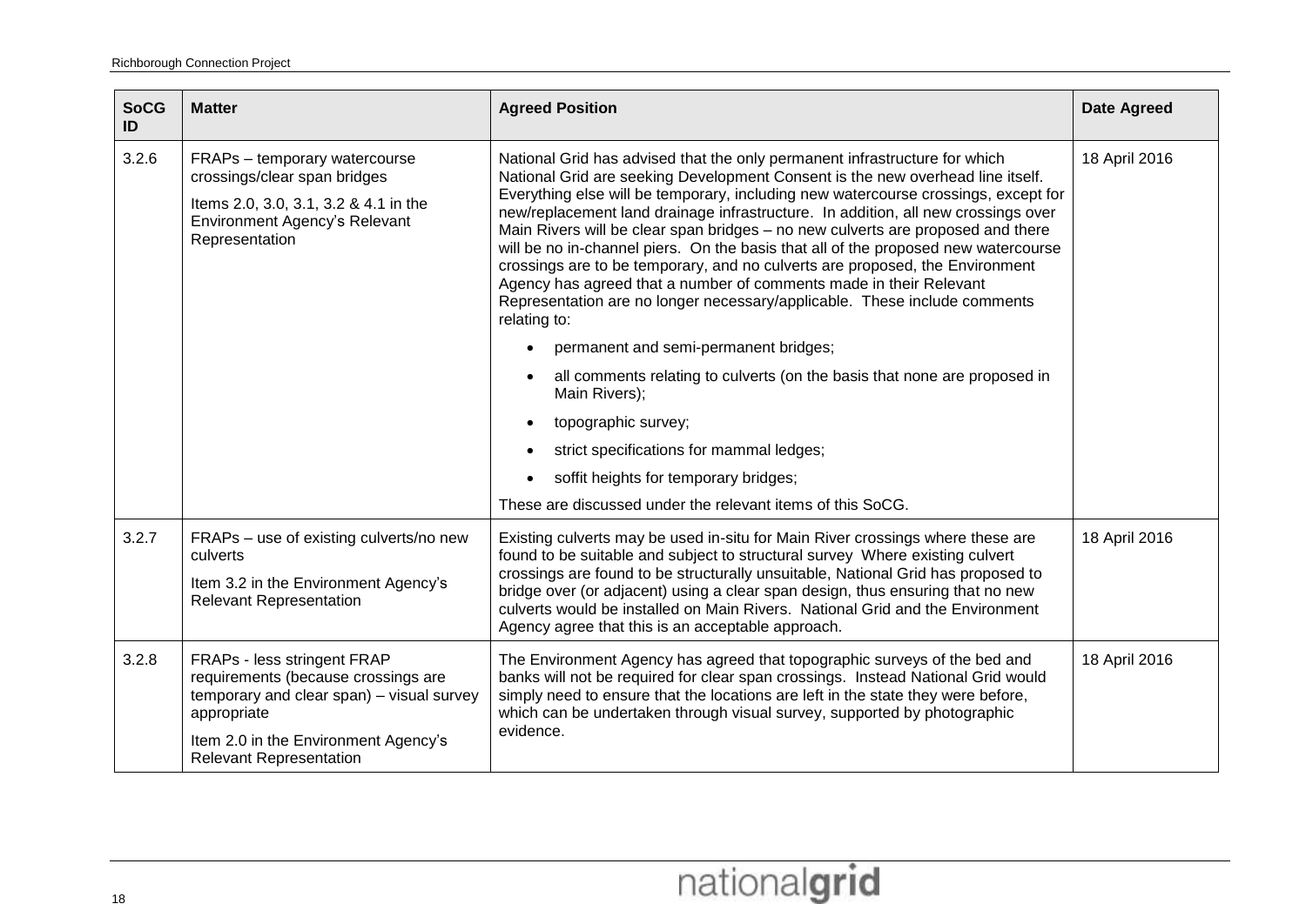| SoCG ID | Matter | Agreed Position | Date Agreed |
|---|---|---|---|
| 3.2.6 | FRAPs – temporary watercourse crossings/clear span bridges<br><br>Items 2.0, 3.0, 3.1, 3.2 & 4.1 in the Environment Agency's Relevant Representation | National Grid has advised that the only permanent infrastructure for which National Grid are seeking Development Consent is the new overhead line itself. Everything else will be temporary, including new watercourse crossings, except for new/replacement land drainage infrastructure. In addition, all new crossings over Main Rivers will be clear span bridges – no new culverts are proposed and there will be no in-channel piers. On the basis that all of the proposed new watercourse crossings are to be temporary, and no culverts are proposed, the Environment Agency has agreed that a number of comments made in their Relevant Representation are no longer necessary/applicable. These include comments relating to:<br><br>• permanent and semi-permanent bridges;<br>• all comments relating to culverts (on the basis that none are proposed in Main Rivers);<br>• topographic survey;<br>• strict specifications for mammal ledges;<br>• soffit heights for temporary bridges;<br><br>These are discussed under the relevant items of this SoCG. | 18 April 2016 |
| 3.2.7 | FRAPs – use of existing culverts/no new culverts<br><br>Item 3.2 in the Environment Agency's Relevant Representation | Existing culverts may be used in-situ for Main River crossings where these are found to be suitable and subject to structural survey Where existing culvert crossings are found to be structurally unsuitable, National Grid has proposed to bridge over (or adjacent) using a clear span design, thus ensuring that no new culverts would be installed on Main Rivers. National Grid and the Environment Agency agree that this is an acceptable approach. | 18 April 2016 |
| 3.2.8 | FRAPs - less stringent FRAP requirements (because crossings are temporary and clear span) – visual survey appropriate<br><br>Item 2.0 in the Environment Agency's Relevant Representation | The Environment Agency has agreed that topographic surveys of the bed and banks will not be required for clear span crossings. Instead National Grid would simply need to ensure that the locations are left in the state they were before, which can be undertaken through visual survey, supported by photographic evidence. | 18 April 2016 |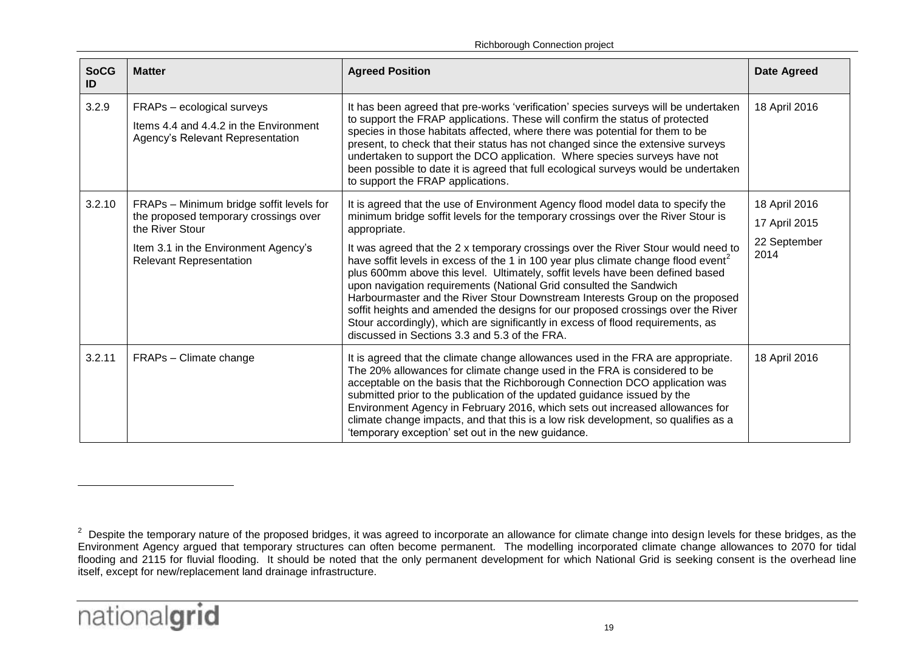| SoCG ID | Matter | Agreed Position | Date Agreed |
|---|---|---|---|
| 3.2.9 | FRAPs – ecological surveys<br><br>Items 4.4 and 4.4.2 in the Environment Agency's Relevant Representation | It has been agreed that pre-works 'verification' species surveys will be undertaken to support the FRAP applications. These will confirm the status of protected species in those habitats affected, where there was potential for them to be present, to check that their status has not changed since the extensive surveys undertaken to support the DCO application. Where species surveys have not been possible to date it is agreed that full ecological surveys would be undertaken to support the FRAP applications. | 18 April 2016 |
| 3.2.10 | FRAPs – Minimum bridge soffit levels for the proposed temporary crossings over the River Stour<br><br>Item 3.1 in the Environment Agency's Relevant Representation | It is agreed that the use of Environment Agency flood model data to specify the minimum bridge soffit levels for the temporary crossings over the River Stour is appropriate.<br><br>It was agreed that the 2 x temporary crossings over the River Stour would need to have soffit levels in excess of the 1 in 100 year plus climate change flood event[2] plus 600mm above this level. Ultimately, soffit levels have been defined based upon navigation requirements (National Grid consulted the Sandwich Harbourmaster and the River Stour Downstream Interests Group on the proposed soffit heights and amended the designs for our proposed crossings over the River Stour accordingly), which are significantly in excess of flood requirements, as discussed in Sections 3.3 and 5.3 of the FRA. | 18 April 2016<br><br>17 April 2015<br><br>22 September 2014 |
| 3.2.11 | FRAPs – Climate change | It is agreed that the climate change allowances used in the FRA are appropriate. The 20% allowances for climate change used in the FRA is considered to be acceptable on the basis that the Richborough Connection DCO application was submitted prior to the publication of the updated guidance issued by the Environment Agency in February 2016, which sets out increased allowances for climate change impacts, and that this is a low risk development, so qualifies as a 'temporary exception' set out in the new guidance. | 18 April 2016 |

[2] Despite the temporary nature of the proposed bridges, it was agreed to incorporate an allowance for climate change into design levels for these bridges, as the Environment Agency argued that temporary structures can often become permanent. The modelling incorporated climate change allowances to 2070 for tidal flooding and 2115 for fluvial flooding. It should be noted that the only permanent development for which National Grid is seeking consent is the overhead line itself, except for new/replacement land drainage infrastructure.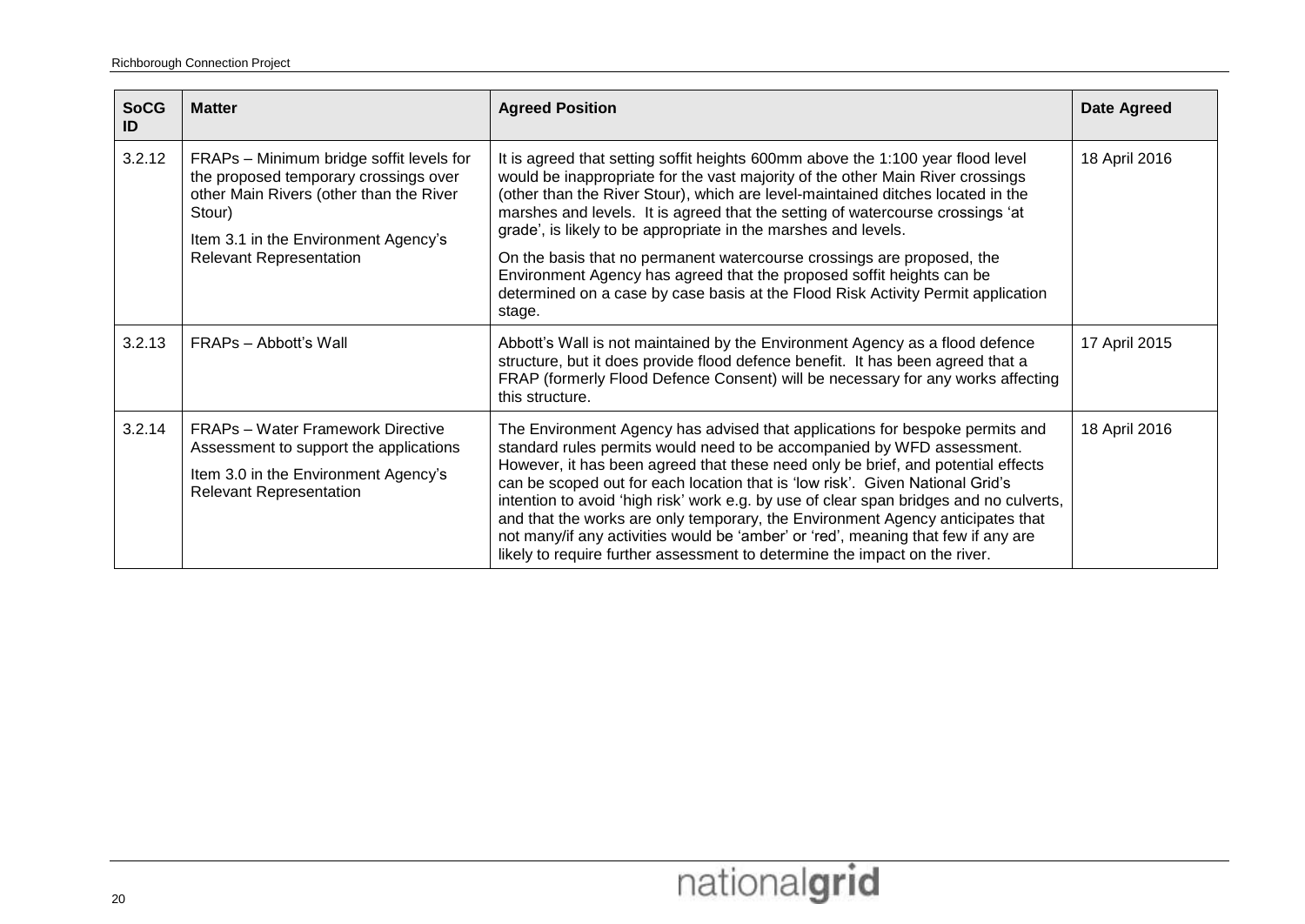| SoCG ID | Matter | Agreed Position | Date Agreed |
| --- | --- | --- | --- |
| 3.2.12 | FRAPs – Minimum bridge soffit levels for the proposed temporary crossings over other Main Rivers (other than the River Stour)<br><br>Item 3.1 in the Environment Agency's Relevant Representation | It is agreed that setting soffit heights 600mm above the 1:100 year flood level would be inappropriate for the vast majority of the other Main River crossings (other than the River Stour), which are level-maintained ditches located in the marshes and levels. It is agreed that the setting of watercourse crossings 'at grade', is likely to be appropriate in the marshes and levels.<br><br>On the basis that no permanent watercourse crossings are proposed, the Environment Agency has agreed that the proposed soffit heights can be determined on a case by case basis at the Flood Risk Activity Permit application stage. | 18 April 2016 |
| 3.2.13 | FRAPs – Abbott's Wall | Abbott's Wall is not maintained by the Environment Agency as a flood defence structure, but it does provide flood defence benefit. It has been agreed that a FRAP (formerly Flood Defence Consent) will be necessary for any works affecting this structure. | 17 April 2015 |
| 3.2.14 | FRAPs – Water Framework Directive Assessment to support the applications<br><br>Item 3.0 in the Environment Agency's Relevant Representation | The Environment Agency has advised that applications for bespoke permits and standard rules permits would need to be accompanied by WFD assessment. However, it has been agreed that these need only be brief, and potential effects can be scoped out for each location that is 'low risk'. Given National Grid's intention to avoid 'high risk' work e.g. by use of clear span bridges and no culverts, and that the works are only temporary, the Environment Agency anticipates that not many/if any activities would be 'amber' or 'red', meaning that few if any are likely to require further assessment to determine the impact on the river. | 18 April 2016 |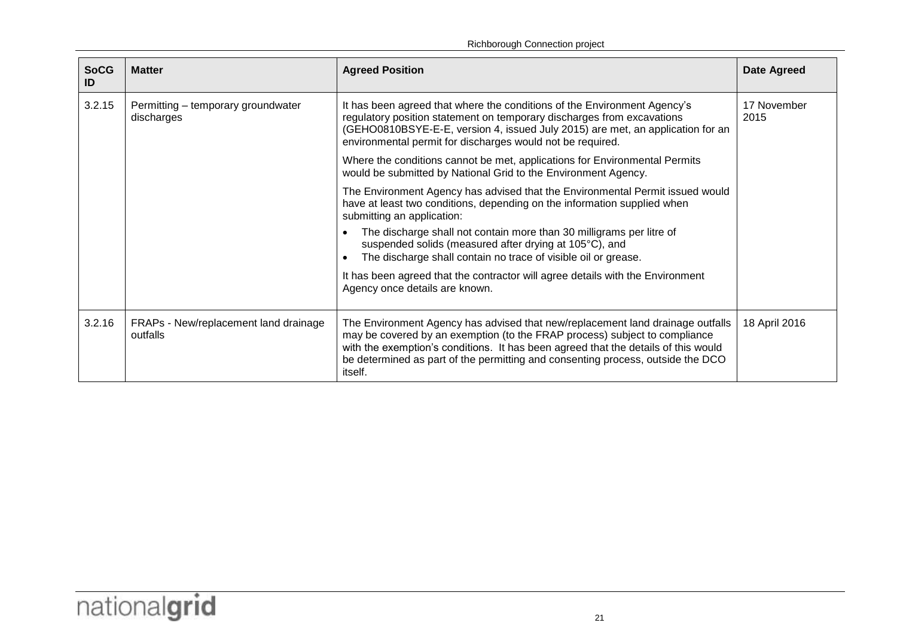| SoCG ID | Matter | Agreed Position | Date Agreed |
|---|---|---|---|
| 3.2.15 | Permitting – temporary groundwater discharges | It has been agreed that where the conditions of the Environment Agency's regulatory position statement on temporary discharges from excavations (GEHO0810BSYE-E-E, version 4, issued July 2015) are met, an application for an environmental permit for discharges would not be required.<br><br>Where the conditions cannot be met, applications for Environmental Permits would be submitted by National Grid to the Environment Agency.<br><br>The Environment Agency has advised that the Environmental Permit issued would have at least two conditions, depending on the information supplied when submitting an application:<br>• The discharge shall not contain more than 30 milligrams per litre of suspended solids (measured after drying at 105°C), and<br>• The discharge shall contain no trace of visible oil or grease.<br><br>It has been agreed that the contractor will agree details with the Environment Agency once details are known. | 17 November 2015 |
| 3.2.16 | FRAPs - New/replacement land drainage outfalls | The Environment Agency has advised that new/replacement land drainage outfalls may be covered by an exemption (to the FRAP process) subject to compliance with the exemption's conditions. It has been agreed that the details of this would be determined as part of the permitting and consenting process, outside the DCO itself. | 18 April 2016 |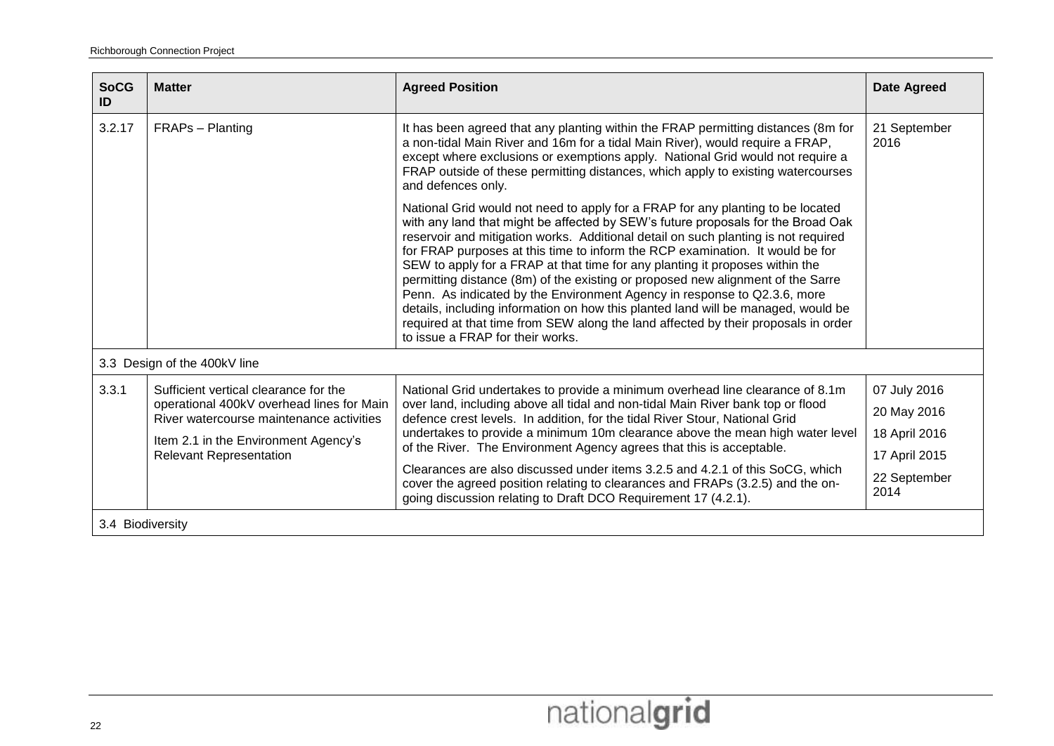| SoCG ID | Matter | Agreed Position | Date Agreed |
|---|---|---|---|
| 3.2.17 | FRAPs – Planting | It has been agreed that any planting within the FRAP permitting distances (8m for a non-tidal Main River and 16m for a tidal Main River), would require a FRAP, except where exclusions or exemptions apply. National Grid would not require a FRAP outside of these permitting distances, which apply to existing watercourses and defences only.<br><br>National Grid would not need to apply for a FRAP for any planting to be located with any land that might be affected by SEW's future proposals for the Broad Oak reservoir and mitigation works. Additional detail on such planting is not required for FRAP purposes at this time to inform the RCP examination. It would be for SEW to apply for a FRAP at that time for any planting it proposes within the permitting distance (8m) of the existing or proposed new alignment of the Sarre Penn. As indicated by the Environment Agency in response to Q2.3.6, more details, including information on how this planted land will be managed, would be required at that time from SEW along the land affected by their proposals in order to issue a FRAP for their works. | 21 September 2016 |
| 3.3 Design of the 400kV line | | | |
| 3.3.1 | Sufficient vertical clearance for the operational 400kV overhead lines for Main River watercourse maintenance activities<br><br>Item 2.1 in the Environment Agency's Relevant Representation | National Grid undertakes to provide a minimum overhead line clearance of 8.1m over land, including above all tidal and non-tidal Main River bank top or flood defence crest levels. In addition, for the tidal River Stour, National Grid undertakes to provide a minimum 10m clearance above the mean high water level of the River. The Environment Agency agrees that this is acceptable.<br><br>Clearances are also discussed under items 3.2.5 and 4.2.1 of this SoCG, which cover the agreed position relating to clearances and FRAPs (3.2.5) and the on-going discussion relating to Draft DCO Requirement 17 (4.2.1). | 07 July 2016<br><br>20 May 2016<br><br>18 April 2016<br><br>17 April 2015<br><br>22 September 2014 |
| 3.4 Biodiversity | | | |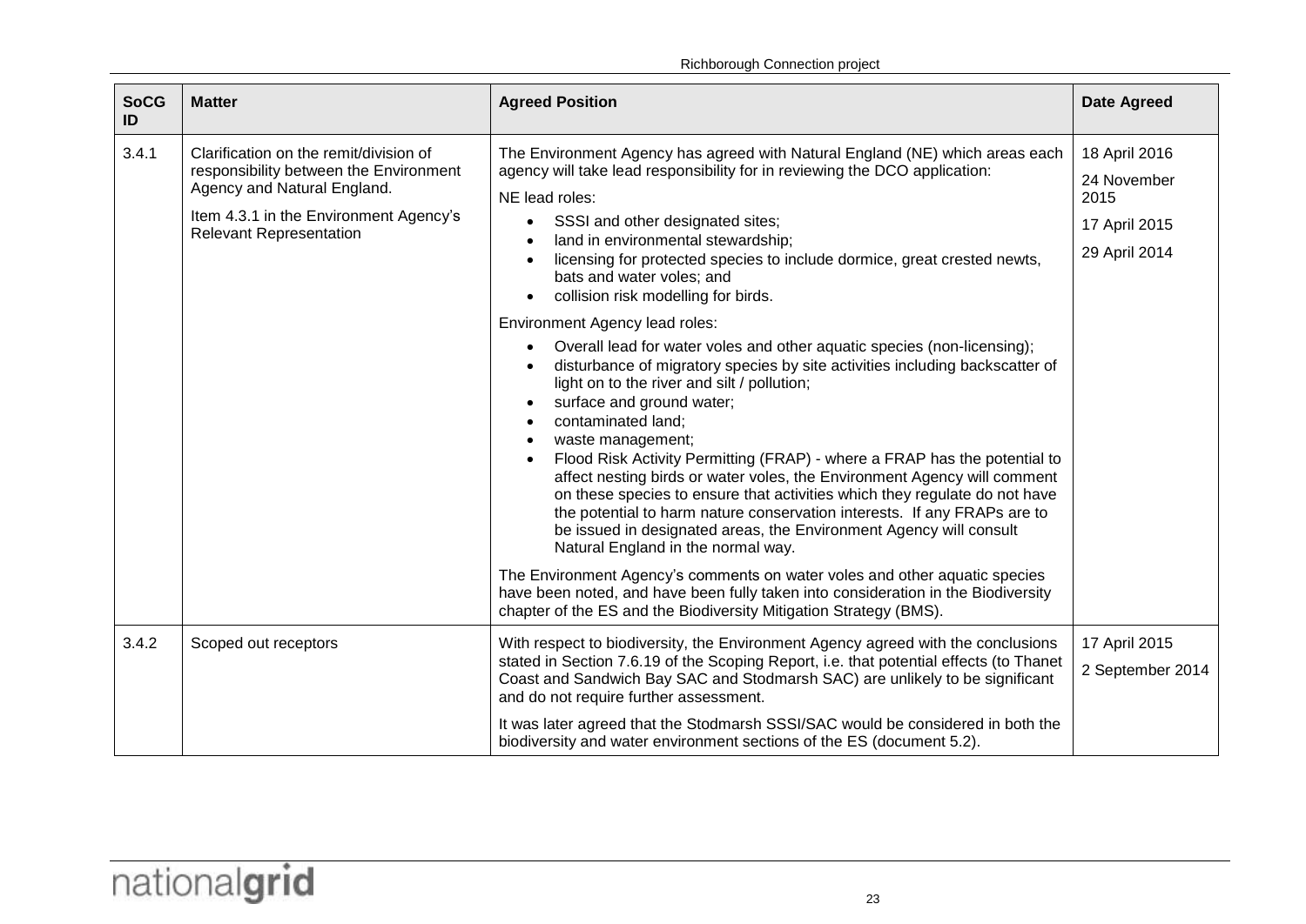| SoCG ID | Matter | Agreed Position | Date Agreed |
|---|---|---|---|
| 3.4.1 | Clarification on the remit/division of responsibility between the Environment Agency and Natural England.<br><br>Item 4.3.1 in the Environment Agency's Relevant Representation | The Environment Agency has agreed with Natural England (NE) which areas each agency will take lead responsibility for in reviewing the DCO application:<br><br>NE lead roles:<br><br>• SSSI and other designated sites;<br>• land in environmental stewardship;<br>• licensing for protected species to include dormice, great crested newts, bats and water voles; and<br>• collision risk modelling for birds.<br><br>Environment Agency lead roles:<br><br>• Overall lead for water voles and other aquatic species (non-licensing);<br>• disturbance of migratory species by site activities including backscatter of light on to the river and silt / pollution;<br>• surface and ground water;<br>• contaminated land;<br>• waste management;<br>• Flood Risk Activity Permitting (FRAP) - where a FRAP has the potential to affect nesting birds or water voles, the Environment Agency will comment on these species to ensure that activities which they regulate do not have the potential to harm nature conservation interests. If any FRAPs are to be issued in designated areas, the Environment Agency will consult Natural England in the normal way.<br><br>The Environment Agency's comments on water voles and other aquatic species have been noted, and have been fully taken into consideration in the Biodiversity chapter of the ES and the Biodiversity Mitigation Strategy (BMS). | 18 April 2016<br><br>24 November 2015<br><br>17 April 2015<br><br>29 April 2014 |
| 3.4.2 | Scoped out receptors | With respect to biodiversity, the Environment Agency agreed with the conclusions stated in Section 7.6.19 of the Scoping Report, i.e. that potential effects (to Thanet Coast and Sandwich Bay SAC and Stodmarsh SAC) are unlikely to be significant and do not require further assessment.<br><br>It was later agreed that the Stodmarsh SSSI/SAC would be considered in both the biodiversity and water environment sections of the ES (document 5.2). | 17 April 2015<br><br>2 September 2014 |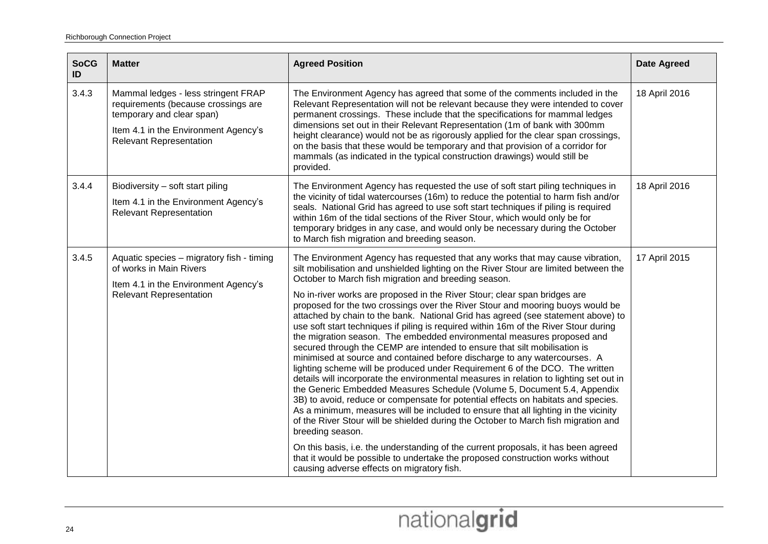| SoCG ID | Matter | Agreed Position | Date Agreed |
|---|---|---|---|
| 3.4.3 | Mammal ledges - less stringent FRAP requirements (because crossings are temporary and clear span)<br><br>Item 4.1 in the Environment Agency's Relevant Representation | The Environment Agency has agreed that some of the comments included in the Relevant Representation will not be relevant because they were intended to cover permanent crossings. These include that the specifications for mammal ledges dimensions set out in their Relevant Representation (1m of bank with 300mm height clearance) would not be as rigorously applied for the clear span crossings, on the basis that these would be temporary and that provision of a corridor for mammals (as indicated in the typical construction drawings) would still be provided. | 18 April 2016 |
| 3.4.4 | Biodiversity – soft start piling<br><br>Item 4.1 in the Environment Agency's Relevant Representation | The Environment Agency has requested the use of soft start piling techniques in the vicinity of tidal watercourses (16m) to reduce the potential to harm fish and/or seals. National Grid has agreed to use soft start techniques if piling is required within 16m of the tidal sections of the River Stour, which would only be for temporary bridges in any case, and would only be necessary during the October to March fish migration and breeding season. | 18 April 2016 |
| 3.4.5 | Aquatic species – migratory fish - timing of works in Main Rivers<br><br>Item 4.1 in the Environment Agency's Relevant Representation | The Environment Agency has requested that any works that may cause vibration, silt mobilisation and unshielded lighting on the River Stour are limited between the October to March fish migration and breeding season.<br><br>No in-river works are proposed in the River Stour; clear span bridges are proposed for the two crossings over the River Stour and mooring buoys would be attached by chain to the bank. National Grid has agreed (see statement above) to use soft start techniques if piling is required within 16m of the River Stour during the migration season. The embedded environmental measures proposed and secured through the CEMP are intended to ensure that silt mobilisation is minimised at source and contained before discharge to any watercourses. A lighting scheme will be produced under Requirement 6 of the DCO. The written details will incorporate the environmental measures in relation to lighting set out in the Generic Embedded Measures Schedule (Volume 5, Document 5.4, Appendix 3B) to avoid, reduce or compensate for potential effects on habitats and species. As a minimum, measures will be included to ensure that all lighting in the vicinity of the River Stour will be shielded during the October to March fish migration and breeding season.<br><br>On this basis, i.e. the understanding of the current proposals, it has been agreed that it would be possible to undertake the proposed construction works without causing adverse effects on migratory fish. | 17 April 2015 |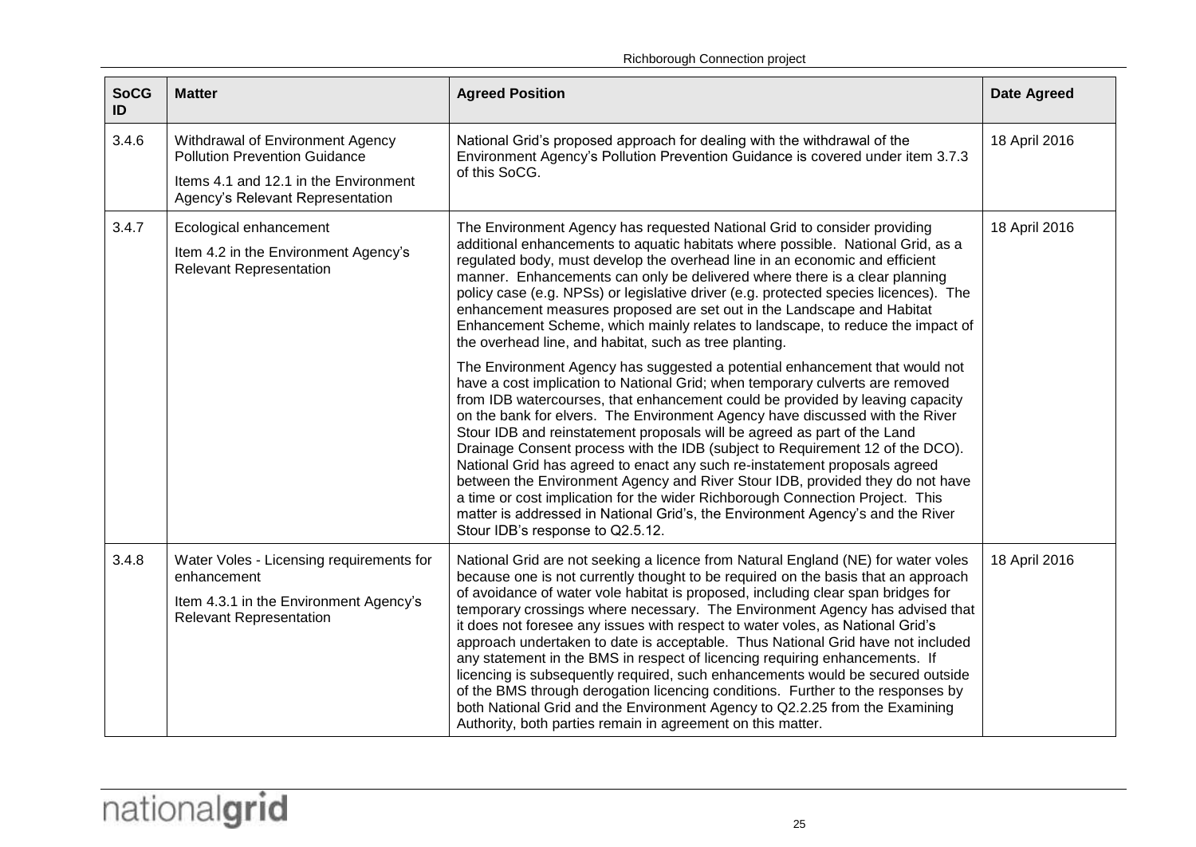| SoCG ID | Matter | Agreed Position | Date Agreed |
|---|---|---|---|
| 3.4.6 | Withdrawal of Environment Agency Pollution Prevention Guidance<br><br>Items 4.1 and 12.1 in the Environment Agency's Relevant Representation | National Grid's proposed approach for dealing with the withdrawal of the Environment Agency's Pollution Prevention Guidance is covered under item 3.7.3 of this SoCG. | 18 April 2016 |
| 3.4.7 | Ecological enhancement<br><br>Item 4.2 in the Environment Agency's Relevant Representation | The Environment Agency has requested National Grid to consider providing additional enhancements to aquatic habitats where possible. National Grid, as a regulated body, must develop the overhead line in an economic and efficient manner. Enhancements can only be delivered where there is a clear planning policy case (e.g. NPSs) or legislative driver (e.g. protected species licences). The enhancement measures proposed are set out in the Landscape and Habitat Enhancement Scheme, which mainly relates to landscape, to reduce the impact of the overhead line, and habitat, such as tree planting.<br><br>The Environment Agency has suggested a potential enhancement that would not have a cost implication to National Grid; when temporary culverts are removed from IDB watercourses, that enhancement could be provided by leaving capacity on the bank for elvers. The Environment Agency have discussed with the River Stour IDB and reinstatement proposals will be agreed as part of the Land Drainage Consent process with the IDB (subject to Requirement 12 of the DCO). National Grid has agreed to enact any such re-instatement proposals agreed between the Environment Agency and River Stour IDB, provided they do not have a time or cost implication for the wider Richborough Connection Project. This matter is addressed in National Grid's, the Environment Agency's and the River Stour IDB's response to Q2.5.12. | 18 April 2016 |
| 3.4.8 | Water Voles - Licensing requirements for enhancement<br><br>Item 4.3.1 in the Environment Agency's Relevant Representation | National Grid are not seeking a licence from Natural England (NE) for water voles because one is not currently thought to be required on the basis that an approach of avoidance of water vole habitat is proposed, including clear span bridges for temporary crossings where necessary. The Environment Agency has advised that it does not foresee any issues with respect to water voles, as National Grid's approach undertaken to date is acceptable. Thus National Grid have not included any statement in the BMS in respect of licencing requiring enhancements. If licencing is subsequently required, such enhancements would be secured outside of the BMS through derogation licencing conditions. Further to the responses by both National Grid and the Environment Agency to Q2.2.25 from the Examining Authority, both parties remain in agreement on this matter. | 18 April 2016 |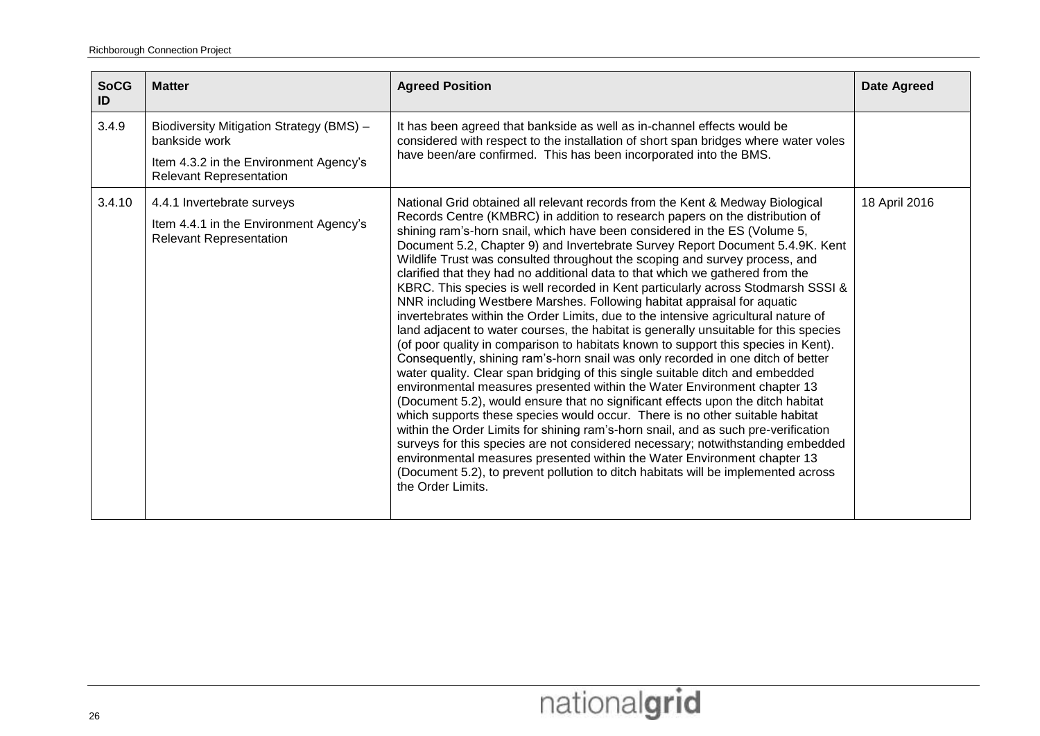| SoCG ID | Matter | Agreed Position | Date Agreed |
|---|---|---|---|
| 3.4.9 | Biodiversity Mitigation Strategy (BMS) – bankside work<br><br>Item 4.3.2 in the Environment Agency's Relevant Representation | It has been agreed that bankside as well as in-channel effects would be considered with respect to the installation of short span bridges where water voles have been/are confirmed. This has been incorporated into the BMS. | |
| 3.4.10 | 4.4.1 Invertebrate surveys<br><br>Item 4.4.1 in the Environment Agency's Relevant Representation | National Grid obtained all relevant records from the Kent & Medway Biological Records Centre (KMBRC) in addition to research papers on the distribution of shining ram's-horn snail, which have been considered in the ES (Volume 5, Document 5.2, Chapter 9) and Invertebrate Survey Report Document 5.4.9K. Kent Wildlife Trust was consulted throughout the scoping and survey process, and clarified that they had no additional data to that which we gathered from the KBRC. This species is well recorded in Kent particularly across Stodmarsh SSSI & NNR including Westbere Marshes. Following habitat appraisal for aquatic invertebrates within the Order Limits, due to the intensive agricultural nature of land adjacent to water courses, the habitat is generally unsuitable for this species (of poor quality in comparison to habitats known to support this species in Kent). Consequently, shining ram's-horn snail was only recorded in one ditch of better water quality. Clear span bridging of this single suitable ditch and embedded environmental measures presented within the Water Environment chapter 13 (Document 5.2), would ensure that no significant effects upon the ditch habitat which supports these species would occur. There is no other suitable habitat within the Order Limits for shining ram's-horn snail, and as such pre-verification surveys for this species are not considered necessary; notwithstanding embedded environmental measures presented within the Water Environment chapter 13 (Document 5.2), to prevent pollution to ditch habitats will be implemented across the Order Limits. | 18 April 2016 |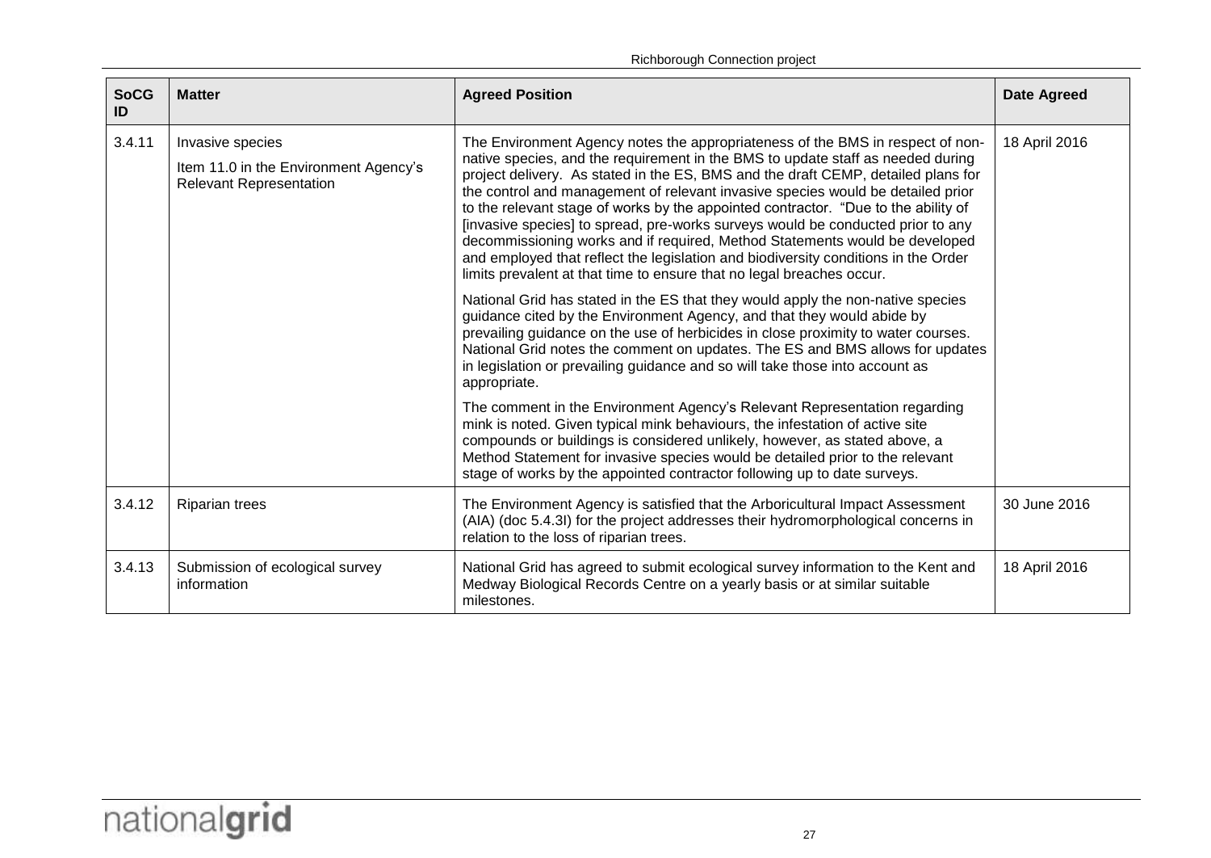| SoCG ID | Matter | Agreed Position | Date Agreed |
|---|---|---|---|
| 3.4.11 | Invasive species<br><br>Item 11.0 in the Environment Agency's Relevant Representation | The Environment Agency notes the appropriateness of the BMS in respect of non-native species, and the requirement in the BMS to update staff as needed during project delivery. As stated in the ES, BMS and the draft CEMP, detailed plans for the control and management of relevant invasive species would be detailed prior to the relevant stage of works by the appointed contractor. "Due to the ability of [invasive species] to spread, pre-works surveys would be conducted prior to any decommissioning works and if required, Method Statements would be developed and employed that reflect the legislation and biodiversity conditions in the Order limits prevalent at that time to ensure that no legal breaches occur.<br><br>National Grid has stated in the ES that they would apply the non-native species guidance cited by the Environment Agency, and that they would abide by prevailing guidance on the use of herbicides in close proximity to water courses. National Grid notes the comment on updates. The ES and BMS allows for updates in legislation or prevailing guidance and so will take those into account as appropriate.<br><br>The comment in the Environment Agency's Relevant Representation regarding mink is noted. Given typical mink behaviours, the infestation of active site compounds or buildings is considered unlikely, however, as stated above, a Method Statement for invasive species would be detailed prior to the relevant stage of works by the appointed contractor following up to date surveys. | 18 April 2016 |
| 3.4.12 | Riparian trees | The Environment Agency is satisfied that the Arboricultural Impact Assessment (AIA) (doc 5.4.3I) for the project addresses their hydromorphological concerns in relation to the loss of riparian trees. | 30 June 2016 |
| 3.4.13 | Submission of ecological survey information | National Grid has agreed to submit ecological survey information to the Kent and Medway Biological Records Centre on a yearly basis or at similar suitable milestones. | 18 April 2016 |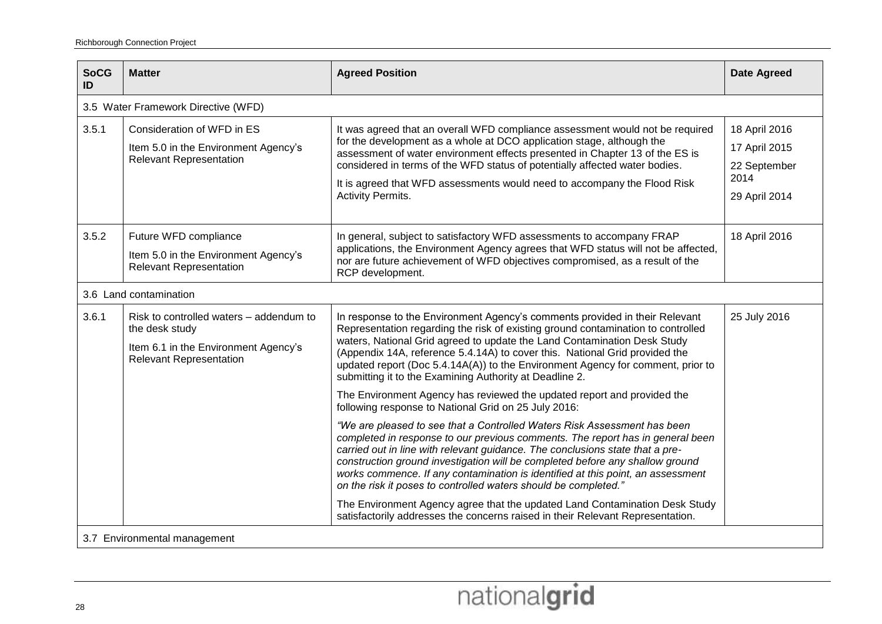| SoCG ID | Matter | Agreed Position | Date Agreed |
|---|---|---|---|
| 3.5 Water Framework Directive (WFD) | | | |
| 3.5.1 | Consideration of WFD in ES<br><br>Item 5.0 in the Environment Agency's Relevant Representation | It was agreed that an overall WFD compliance assessment would not be required for the development as a whole at DCO application stage, although the assessment of water environment effects presented in Chapter 13 of the ES is considered in terms of the WFD status of potentially affected water bodies.<br><br>It is agreed that WFD assessments would need to accompany the Flood Risk Activity Permits. | 18 April 2016<br><br>17 April 2015<br><br>22 September 2014<br><br>29 April 2014 |
| 3.5.2 | Future WFD compliance<br><br>Item 5.0 in the Environment Agency's Relevant Representation | In general, subject to satisfactory WFD assessments to accompany FRAP applications, the Environment Agency agrees that WFD status will not be affected, nor are future achievement of WFD objectives compromised, as a result of the RCP development. | 18 April 2016 |
| 3.6 Land contamination | | | |
| 3.6.1 | Risk to controlled waters – addendum to the desk study<br><br>Item 6.1 in the Environment Agency's Relevant Representation | In response to the Environment Agency's comments provided in their Relevant Representation regarding the risk of existing ground contamination to controlled waters, National Grid agreed to update the Land Contamination Desk Study (Appendix 14A, reference 5.4.14A) to cover this. National Grid provided the updated report (Doc 5.4.14A(A)) to the Environment Agency for comment, prior to submitting it to the Examining Authority at Deadline 2.<br><br>The Environment Agency has reviewed the updated report and provided the following response to National Grid on 25 July 2016:<br><br>*"We are pleased to see that a Controlled Waters Risk Assessment has been completed in response to our previous comments. The report has in general been carried out in line with relevant guidance. The conclusions state that a pre-construction ground investigation will be completed before any shallow ground works commence. If any contamination is identified at this point, an assessment on the risk it poses to controlled waters should be completed."*<br><br>The Environment Agency agree that the updated Land Contamination Desk Study satisfactorily addresses the concerns raised in their Relevant Representation. | 25 July 2016 |
| 3.7 Environmental management | | | |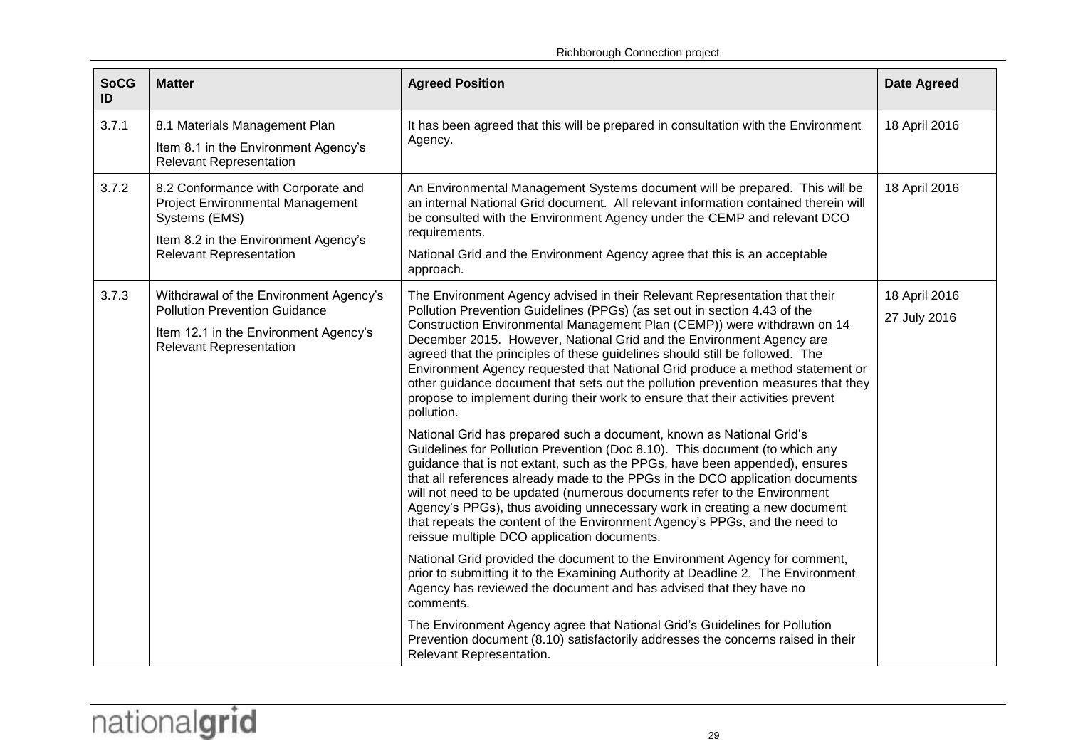| SoCG ID | Matter | Agreed Position | Date Agreed |
|---|---|---|---|
| 3.7.1 | 8.1 Materials Management Plan<br>Item 8.1 in the Environment Agency's Relevant Representation | It has been agreed that this will be prepared in consultation with the Environment Agency. | 18 April 2016 |
| 3.7.2 | 8.2 Conformance with Corporate and Project Environmental Management Systems (EMS)<br>Item 8.2 in the Environment Agency's Relevant Representation | An Environmental Management Systems document will be prepared. This will be an internal National Grid document. All relevant information contained therein will be consulted with the Environment Agency under the CEMP and relevant DCO requirements.<br>National Grid and the Environment Agency agree that this is an acceptable approach. | 18 April 2016 |
| 3.7.3 | Withdrawal of the Environment Agency's Pollution Prevention Guidance<br>Item 12.1 in the Environment Agency's Relevant Representation | The Environment Agency advised in their Relevant Representation that their Pollution Prevention Guidelines (PPGs) (as set out in section 4.43 of the Construction Environmental Management Plan (CEMP)) were withdrawn on 14 December 2015. However, National Grid and the Environment Agency are agreed that the principles of these guidelines should still be followed. The Environment Agency requested that National Grid produce a method statement or other guidance document that sets out the pollution prevention measures that they propose to implement during their work to ensure that their activities prevent pollution.<br>National Grid has prepared such a document, known as National Grid's Guidelines for Pollution Prevention (Doc 8.10). This document (to which any guidance that is not extant, such as the PPGs, have been appended), ensures that all references already made to the PPGs in the DCO application documents will not need to be updated (numerous documents refer to the Environment Agency's PPGs), thus avoiding unnecessary work in creating a new document that repeats the content of the Environment Agency's PPGs, and the need to reissue multiple DCO application documents.<br>National Grid provided the document to the Environment Agency for comment, prior to submitting it to the Examining Authority at Deadline 2. The Environment Agency has reviewed the document and has advised that they have no comments.<br>The Environment Agency agree that National Grid's Guidelines for Pollution Prevention document (8.10) satisfactorily addresses the concerns raised in their Relevant Representation. | 18 April 2016<br>27 July 2016 |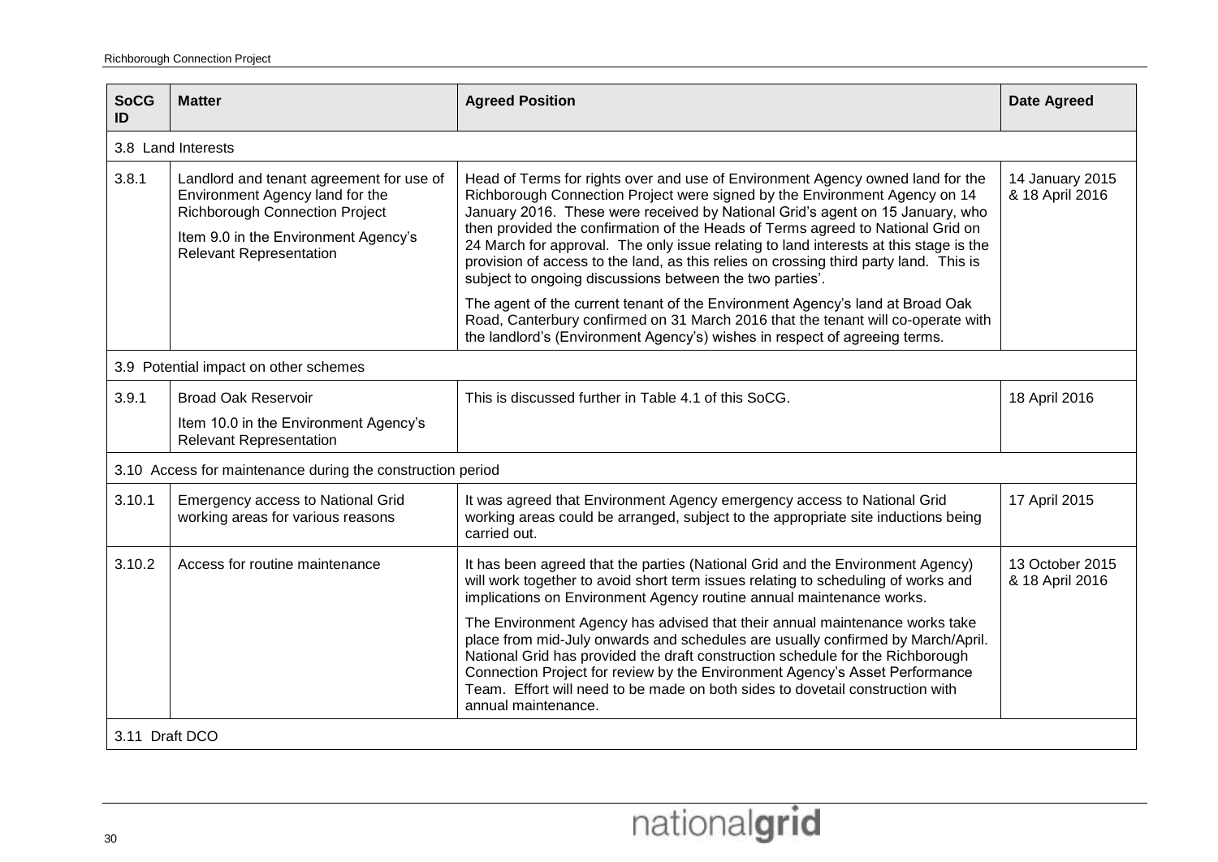| SoCG ID | Matter | Agreed Position | Date Agreed |
|---|---|---|---|
| 3.8 Land Interests | | | |
| 3.8.1 | Landlord and tenant agreement for use of Environment Agency land for the Richborough Connection Project<br><br>Item 9.0 in the Environment Agency's Relevant Representation | Head of Terms for rights over and use of Environment Agency owned land for the Richborough Connection Project were signed by the Environment Agency on 14 January 2016. These were received by National Grid's agent on 15 January, who then provided the confirmation of the Heads of Terms agreed to National Grid on 24 March for approval. The only issue relating to land interests at this stage is the provision of access to the land, as this relies on crossing third party land. This is subject to ongoing discussions between the two parties'.<br><br>The agent of the current tenant of the Environment Agency's land at Broad Oak Road, Canterbury confirmed on 31 March 2016 that the tenant will co-operate with the landlord's (Environment Agency's) wishes in respect of agreeing terms. | 14 January 2015 & 18 April 2016 |
| 3.9 Potential impact on other schemes | | | |
| 3.9.1 | Broad Oak Reservoir<br><br>Item 10.0 in the Environment Agency's Relevant Representation | This is discussed further in Table 4.1 of this SoCG. | 18 April 2016 |
| 3.10 Access for maintenance during the construction period | | | |
| 3.10.1 | Emergency access to National Grid working areas for various reasons | It was agreed that Environment Agency emergency access to National Grid working areas could be arranged, subject to the appropriate site inductions being carried out. | 17 April 2015 |
| 3.10.2 | Access for routine maintenance | It has been agreed that the parties (National Grid and the Environment Agency) will work together to avoid short term issues relating to scheduling of works and implications on Environment Agency routine annual maintenance works.<br><br>The Environment Agency has advised that their annual maintenance works take place from mid-July onwards and schedules are usually confirmed by March/April. National Grid has provided the draft construction schedule for the Richborough Connection Project for review by the Environment Agency's Asset Performance Team. Effort will need to be made on both sides to dovetail construction with annual maintenance. | 13 October 2015 & 18 April 2016 |
| 3.11 Draft DCO | | | |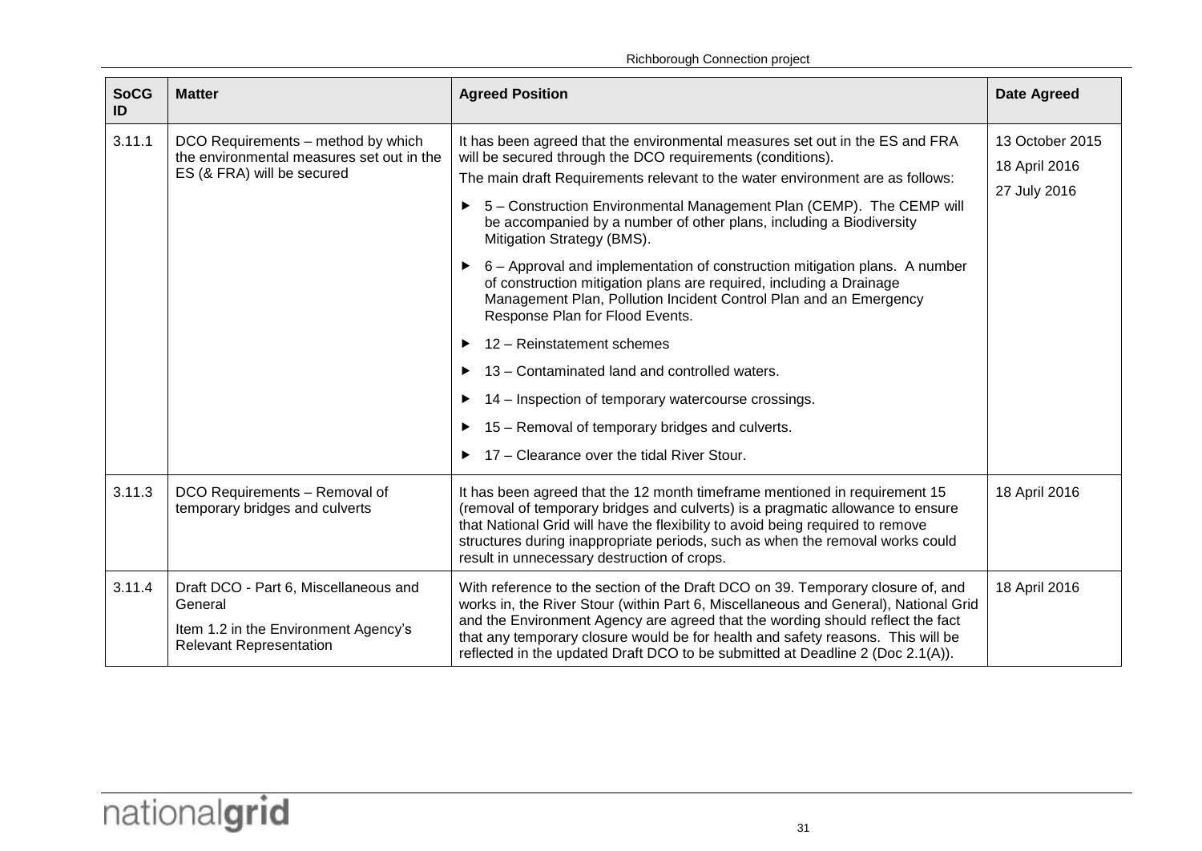| SoCG ID | Matter | Agreed Position | Date Agreed |
|---|---|---|---|
| 3.11.1 | DCO Requirements – method by which the environmental measures set out in the ES (& FRA) will be secured | It has been agreed that the environmental measures set out in the ES and FRA will be secured through the DCO requirements (conditions).<br>The main draft Requirements relevant to the water environment are as follows:<br>▶ 5 – Construction Environmental Management Plan (CEMP). The CEMP will be accompanied by a number of other plans, including a Biodiversity Mitigation Strategy (BMS).<br>▶ 6 – Approval and implementation of construction mitigation plans. A number of construction mitigation plans are required, including a Drainage Management Plan, Pollution Incident Control Plan and an Emergency Response Plan for Flood Events.<br>▶ 12 – Reinstatement schemes<br>▶ 13 – Contaminated land and controlled waters.<br>▶ 14 – Inspection of temporary watercourse crossings.<br>▶ 15 – Removal of temporary bridges and culverts.<br>▶ 17 – Clearance over the tidal River Stour. | 13 October 2015<br>18 April 2016<br>27 July 2016 |
| 3.11.3 | DCO Requirements – Removal of temporary bridges and culverts | It has been agreed that the 12 month timeframe mentioned in requirement 15 (removal of temporary bridges and culverts) is a pragmatic allowance to ensure that National Grid will have the flexibility to avoid being required to remove structures during inappropriate periods, such as when the removal works could result in unnecessary destruction of crops. | 18 April 2016 |
| 3.11.4 | Draft DCO - Part 6, Miscellaneous and General<br>Item 1.2 in the Environment Agency's Relevant Representation | With reference to the section of the Draft DCO on 39. Temporary closure of, and works in, the River Stour (within Part 6, Miscellaneous and General), National Grid and the Environment Agency are agreed that the wording should reflect the fact that any temporary closure would be for health and safety reasons. This will be reflected in the updated Draft DCO to be submitted at Deadline 2 (Doc 2.1(A)). | 18 April 2016 |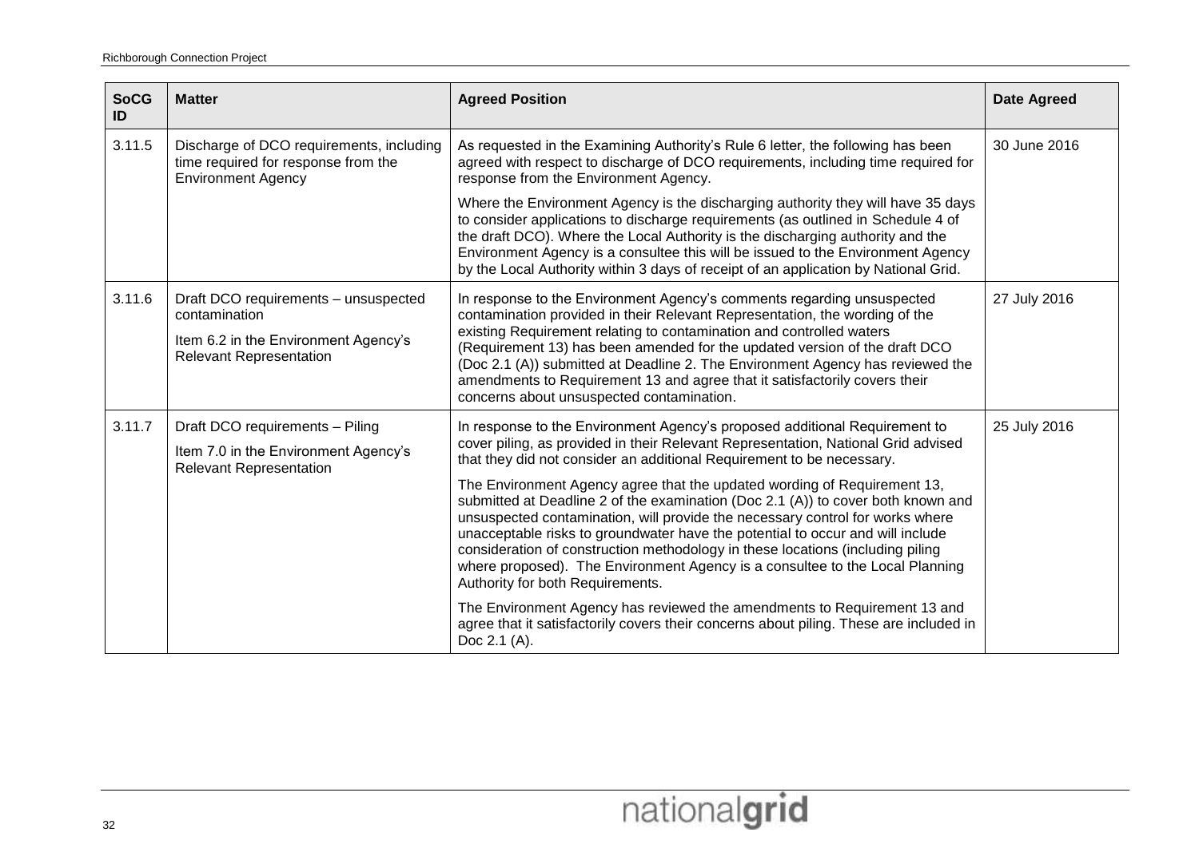| SoCG ID | Matter | Agreed Position | Date Agreed |
|---|---|---|---|
| 3.11.5 | Discharge of DCO requirements, including time required for response from the Environment Agency | As requested in the Examining Authority's Rule 6 letter, the following has been agreed with respect to discharge of DCO requirements, including time required for response from the Environment Agency.<br><br>Where the Environment Agency is the discharging authority they will have 35 days to consider applications to discharge requirements (as outlined in Schedule 4 of the draft DCO). Where the Local Authority is the discharging authority and the Environment Agency is a consultee this will be issued to the Environment Agency by the Local Authority within 3 days of receipt of an application by National Grid. | 30 June 2016 |
| 3.11.6 | Draft DCO requirements – unsuspected contamination<br><br>Item 6.2 in the Environment Agency's Relevant Representation | In response to the Environment Agency's comments regarding unsuspected contamination provided in their Relevant Representation, the wording of the existing Requirement relating to contamination and controlled waters (Requirement 13) has been amended for the updated version of the draft DCO (Doc 2.1 (A)) submitted at Deadline 2. The Environment Agency has reviewed the amendments to Requirement 13 and agree that it satisfactorily covers their concerns about unsuspected contamination. | 27 July 2016 |
| 3.11.7 | Draft DCO requirements – Piling<br><br>Item 7.0 in the Environment Agency's Relevant Representation | In response to the Environment Agency's proposed additional Requirement to cover piling, as provided in their Relevant Representation, National Grid advised that they did not consider an additional Requirement to be necessary.<br><br>The Environment Agency agree that the updated wording of Requirement 13, submitted at Deadline 2 of the examination (Doc 2.1 (A)) to cover both known and unsuspected contamination, will provide the necessary control for works where unacceptable risks to groundwater have the potential to occur and will include consideration of construction methodology in these locations (including piling where proposed). The Environment Agency is a consultee to the Local Planning Authority for both Requirements.<br><br>The Environment Agency has reviewed the amendments to Requirement 13 and agree that it satisfactorily covers their concerns about piling. These are included in Doc 2.1 (A). | 25 July 2016 |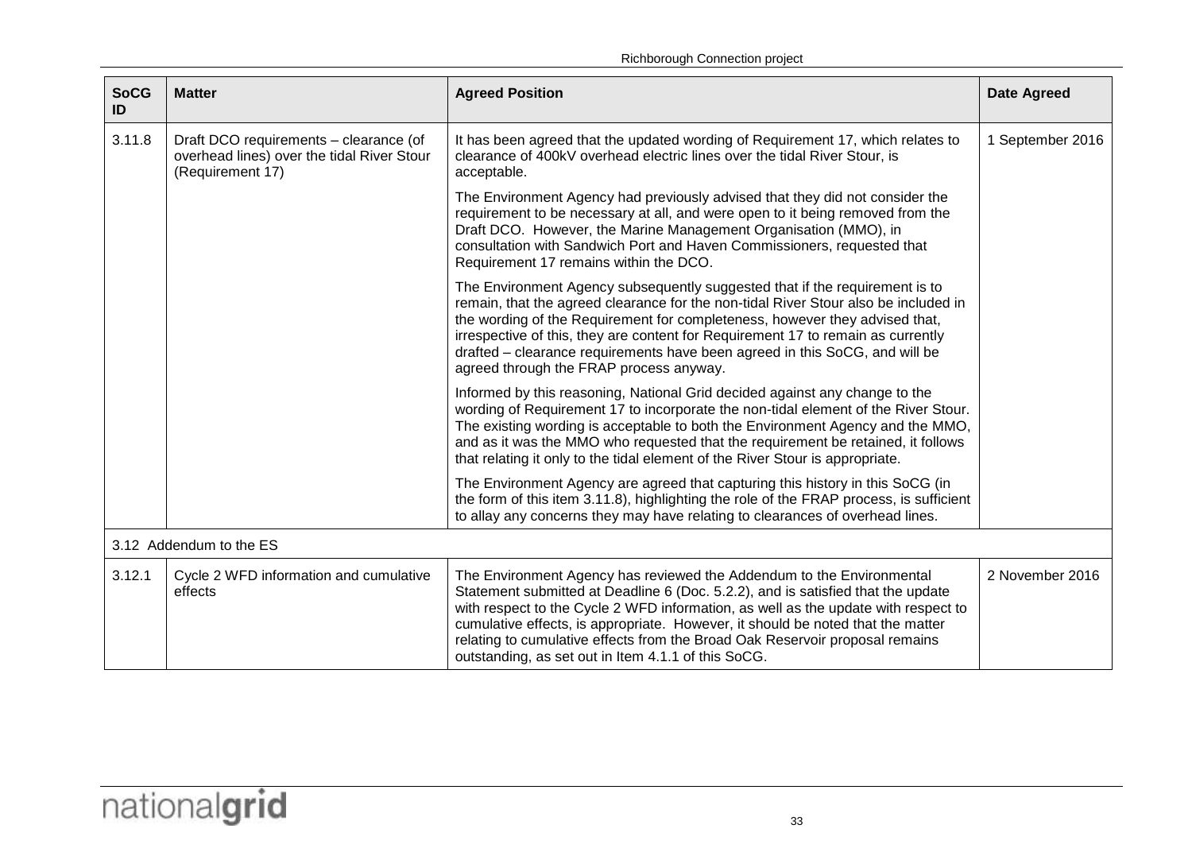| SoCG ID | Matter | Agreed Position | Date Agreed |
|---|---|---|---|
| 3.11.8 | Draft DCO requirements – clearance (of overhead lines) over the tidal River Stour (Requirement 17) | It has been agreed that the updated wording of Requirement 17, which relates to clearance of 400kV overhead electric lines over the tidal River Stour, is acceptable.<br><br>The Environment Agency had previously advised that they did not consider the requirement to be necessary at all, and were open to it being removed from the Draft DCO. However, the Marine Management Organisation (MMO), in consultation with Sandwich Port and Haven Commissioners, requested that Requirement 17 remains within the DCO.<br><br>The Environment Agency subsequently suggested that if the requirement is to remain, that the agreed clearance for the non-tidal River Stour also be included in the wording of the Requirement for completeness, however they advised that, irrespective of this, they are content for Requirement 17 to remain as currently drafted – clearance requirements have been agreed in this SoCG, and will be agreed through the FRAP process anyway.<br><br>Informed by this reasoning, National Grid decided against any change to the wording of Requirement 17 to incorporate the non-tidal element of the River Stour. The existing wording is acceptable to both the Environment Agency and the MMO, and as it was the MMO who requested that the requirement be retained, it follows that relating it only to the tidal element of the River Stour is appropriate.<br><br>The Environment Agency are agreed that capturing this history in this SoCG (in the form of this item 3.11.8), highlighting the role of the FRAP process, is sufficient to allay any concerns they may have relating to clearances of overhead lines. | 1 September 2016 |
| 3.12 Addendum to the ES | | | |
| 3.12.1 | Cycle 2 WFD information and cumulative effects | The Environment Agency has reviewed the Addendum to the Environmental Statement submitted at Deadline 6 (Doc. 5.2.2), and is satisfied that the update with respect to the Cycle 2 WFD information, as well as the update with respect to cumulative effects, is appropriate. However, it should be noted that the matter relating to cumulative effects from the Broad Oak Reservoir proposal remains outstanding, as set out in Item 4.1.1 of this SoCG. | 2 November 2016 |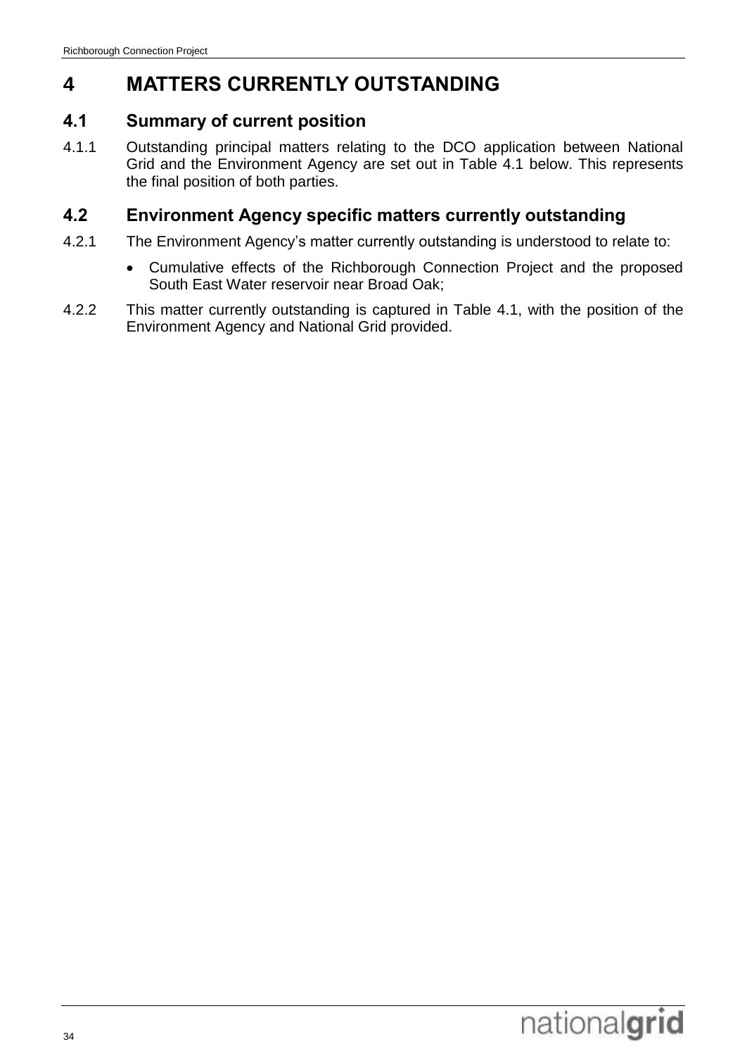# 4 MATTERS CURRENTLY OUTSTANDING

## 4.1 Summary of current position

4.1.1 Outstanding principal matters relating to the DCO application between National Grid and the Environment Agency are set out in Table 4.1 below. This represents the final position of both parties.

## 4.2 Environment Agency specific matters currently outstanding

4.2.1 The Environment Agency's matter currently outstanding is understood to relate to:

- Cumulative effects of the Richborough Connection Project and the proposed South East Water reservoir near Broad Oak;

4.2.2 This matter currently outstanding is captured in Table 4.1, with the position of the Environment Agency and National Grid provided.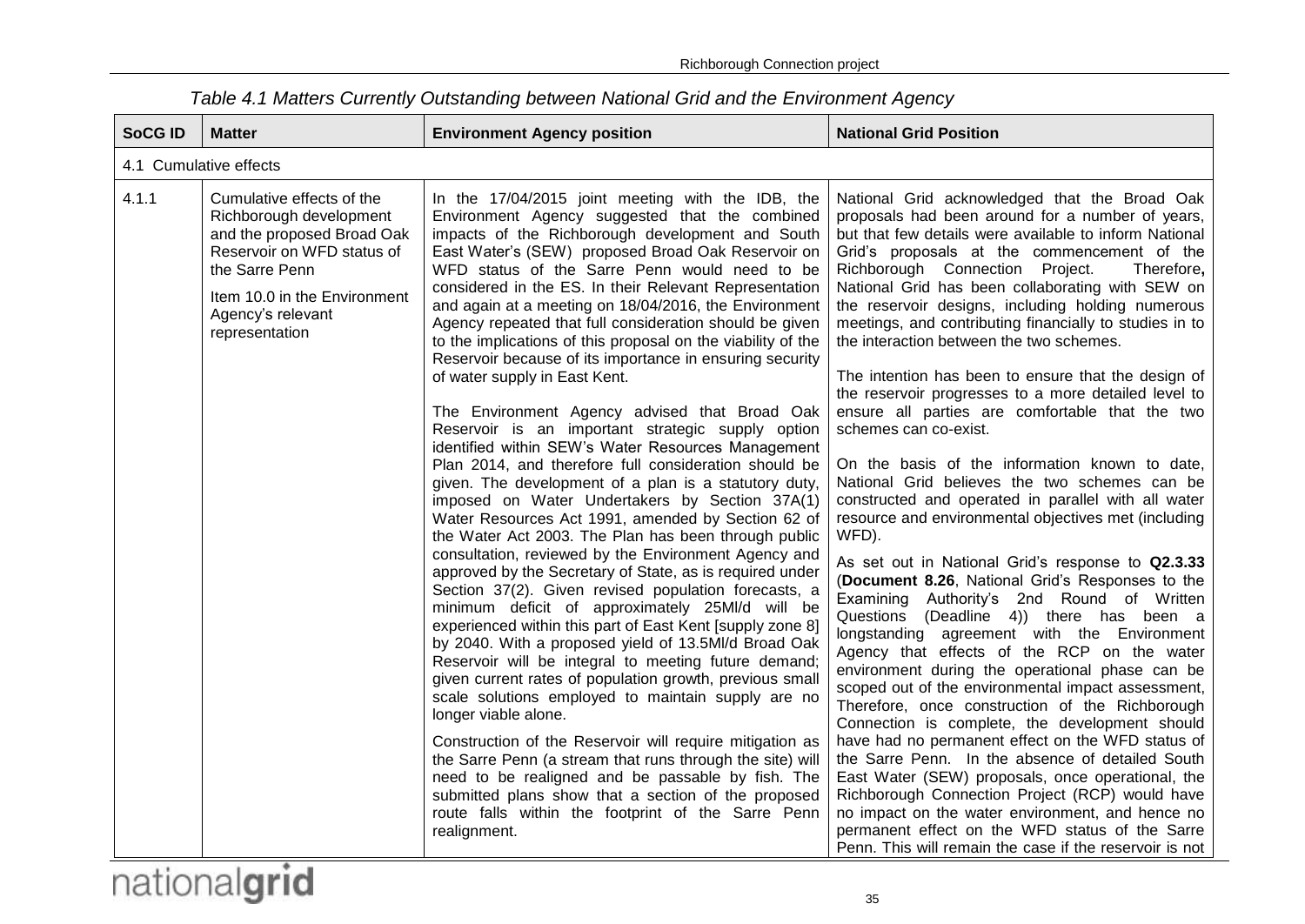*Table 4.1 Matters Currently Outstanding between National Grid and the Environment Agency*

| SoCG ID | Matter | Environment Agency position | National Grid Position |
|---|---|---|---|
| 4.1 Cumulative effects | | | |
| 4.1.1 | Cumulative effects of the Richborough development and the proposed Broad Oak Reservoir on WFD status of the Sarre Penn<br><br>Item 10.0 in the Environment Agency's relevant representation | In the 17/04/2015 joint meeting with the IDB, the Environment Agency suggested that the combined impacts of the Richborough development and South East Water's (SEW) proposed Broad Oak Reservoir on WFD status of the Sarre Penn would need to be considered in the ES. In their Relevant Representation and again at a meeting on 18/04/2016, the Environment Agency repeated that full consideration should be given to the implications of this proposal on the viability of the Reservoir because of its importance in ensuring security of water supply in East Kent.<br><br>The Environment Agency advised that Broad Oak Reservoir is an important strategic supply option identified within SEW's Water Resources Management Plan 2014, and therefore full consideration should be given. The development of a plan is a statutory duty, imposed on Water Undertakers by Section 37A(1) Water Resources Act 1991, amended by Section 62 of the Water Act 2003. The Plan has been through public consultation, reviewed by the Environment Agency and approved by the Secretary of State, as is required under Section 37(2). Given revised population forecasts, a minimum deficit of approximately 25Ml/d will be experienced within this part of East Kent [supply zone 8] by 2040. With a proposed yield of 13.5Ml/d Broad Oak Reservoir will be integral to meeting future demand; given current rates of population growth, previous small scale solutions employed to maintain supply are no longer viable alone.<br><br>Construction of the Reservoir will require mitigation as the Sarre Penn (a stream that runs through the site) will need to be realigned and be passable by fish. The submitted plans show that a section of the proposed route falls within the footprint of the Sarre Penn realignment. | National Grid acknowledged that the Broad Oak proposals had been around for a number of years, but that few details were available to inform National Grid's proposals at the commencement of the Richborough Connection Project. Therefore**,** National Grid has been collaborating with SEW on the reservoir designs, including holding numerous meetings, and contributing financially to studies in to the interaction between the two schemes.<br><br>The intention has been to ensure that the design of the reservoir progresses to a more detailed level to ensure all parties are comfortable that the two schemes can co-exist.<br><br>On the basis of the information known to date, National Grid believes the two schemes can be constructed and operated in parallel with all water resource and environmental objectives met (including WFD).<br><br>As set out in National Grid's response to **Q2.3.33** (**Document 8.26**, National Grid's Responses to the Examining Authority's 2nd Round of Written Questions (Deadline 4)) there has been a longstanding agreement with the Environment Agency that effects of the RCP on the water environment during the operational phase can be scoped out of the environmental impact assessment, Therefore, once construction of the Richborough Connection is complete, the development should have had no permanent effect on the WFD status of the Sarre Penn. In the absence of detailed South East Water (SEW) proposals, once operational, the Richborough Connection Project (RCP) would have no impact on the water environment, and hence no permanent effect on the WFD status of the Sarre Penn. This will remain the case if the reservoir is not |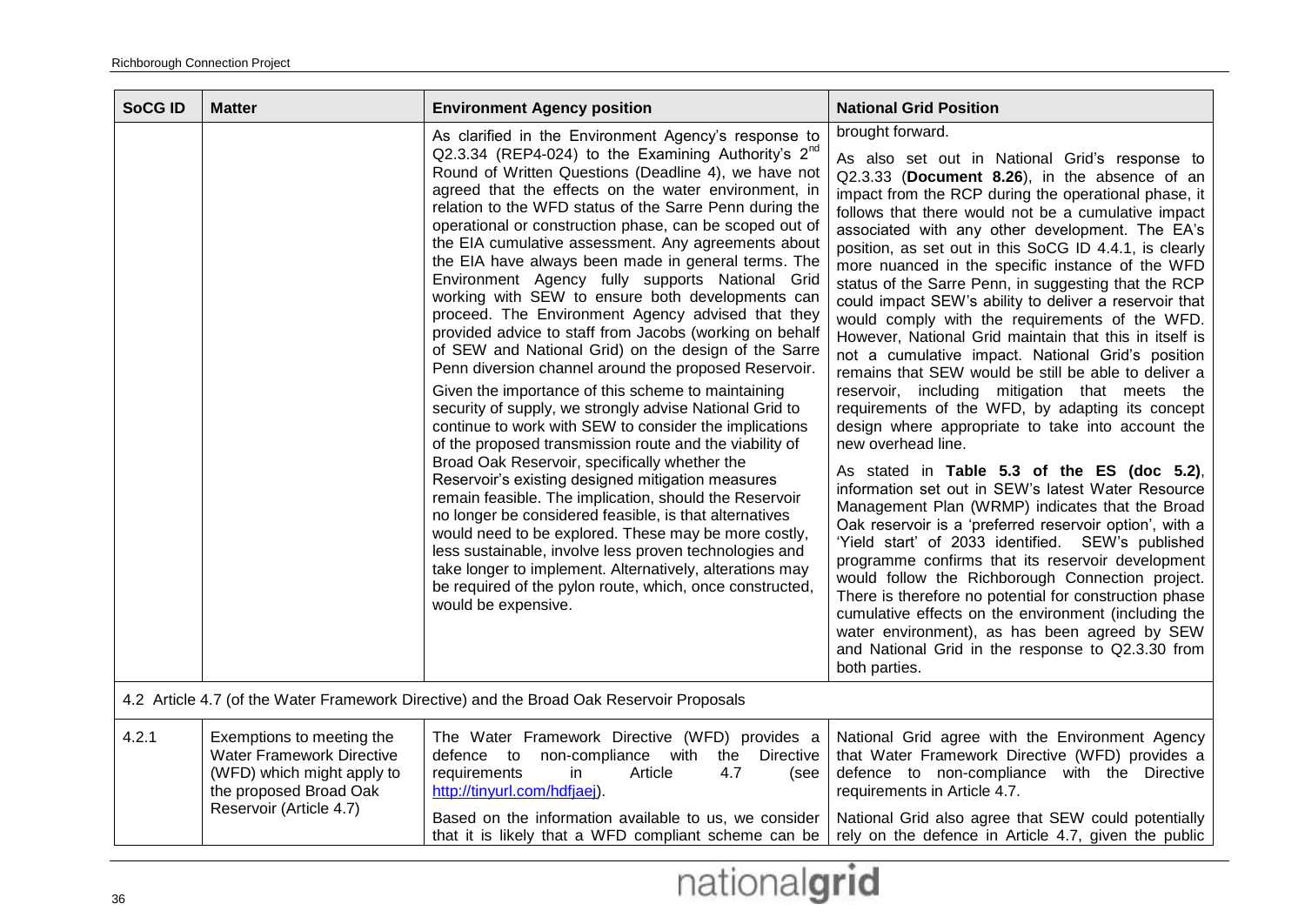| SoCG ID | Matter | Environment Agency position | National Grid Position |
|---|---|---|---|
| | | As clarified in the Environment Agency's response to Q2.3.34 (REP4-024) to the Examining Authority's 2nd Round of Written Questions (Deadline 4), we have not agreed that the effects on the water environment, in relation to the WFD status of the Sarre Penn during the operational or construction phase, can be scoped out of the EIA cumulative assessment. Any agreements about the EIA have always been made in general terms. The Environment Agency fully supports National Grid working with SEW to ensure both developments can proceed. The Environment Agency advised that they provided advice to staff from Jacobs (working on behalf of SEW and National Grid) on the design of the Sarre Penn diversion channel around the proposed Reservoir.<br><br>Given the importance of this scheme to maintaining security of supply, we strongly advise National Grid to continue to work with SEW to consider the implications of the proposed transmission route and the viability of Broad Oak Reservoir, specifically whether the Reservoir's existing designed mitigation measures remain feasible. The implication, should the Reservoir no longer be considered feasible, is that alternatives would need to be explored. These may be more costly, less sustainable, involve less proven technologies and take longer to implement. Alternatively, alterations may be required of the pylon route, which, once constructed, would be expensive. | brought forward.<br><br>As also set out in National Grid's response to Q2.3.33 (**Document 8.26**), in the absence of an impact from the RCP during the operational phase, it follows that there would not be a cumulative impact associated with any other development. The EA's position, as set out in this SoCG ID 4.4.1, is clearly more nuanced in the specific instance of the WFD status of the Sarre Penn, in suggesting that the RCP could impact SEW's ability to deliver a reservoir that would comply with the requirements of the WFD. However, National Grid maintain that this in itself is not a cumulative impact. National Grid's position remains that SEW would be still be able to deliver a reservoir, including mitigation that meets the requirements of the WFD, by adapting its concept design where appropriate to take into account the new overhead line.<br><br>As stated in **Table 5.3 of the ES (doc 5.2)**, information set out in SEW's latest Water Resource Management Plan (WRMP) indicates that the Broad Oak reservoir is a 'preferred reservoir option', with a 'Yield start' of 2033 identified. SEW's published programme confirms that its reservoir development would follow the Richborough Connection project. There is therefore no potential for construction phase cumulative effects on the environment (including the water environment), as has been agreed by SEW and National Grid in the response to Q2.3.30 from both parties. |
| 4.2 Article 4.7 (of the Water Framework Directive) and the Broad Oak Reservoir Proposals | | | |
| 4.2.1 | Exemptions to meeting the Water Framework Directive (WFD) which might apply to the proposed Broad Oak Reservoir (Article 4.7) | The Water Framework Directive (WFD) provides a defence to non-compliance with the Directive requirements in Article 4.7 (see http://tinyurl.com/hdfjaej).<br><br>Based on the information available to us, we consider that it is likely that a WFD compliant scheme can be | National Grid agree with the Environment Agency that Water Framework Directive (WFD) provides a defence to non-compliance with the Directive requirements in Article 4.7.<br><br>National Grid also agree that SEW could potentially rely on the defence in Article 4.7, given the public |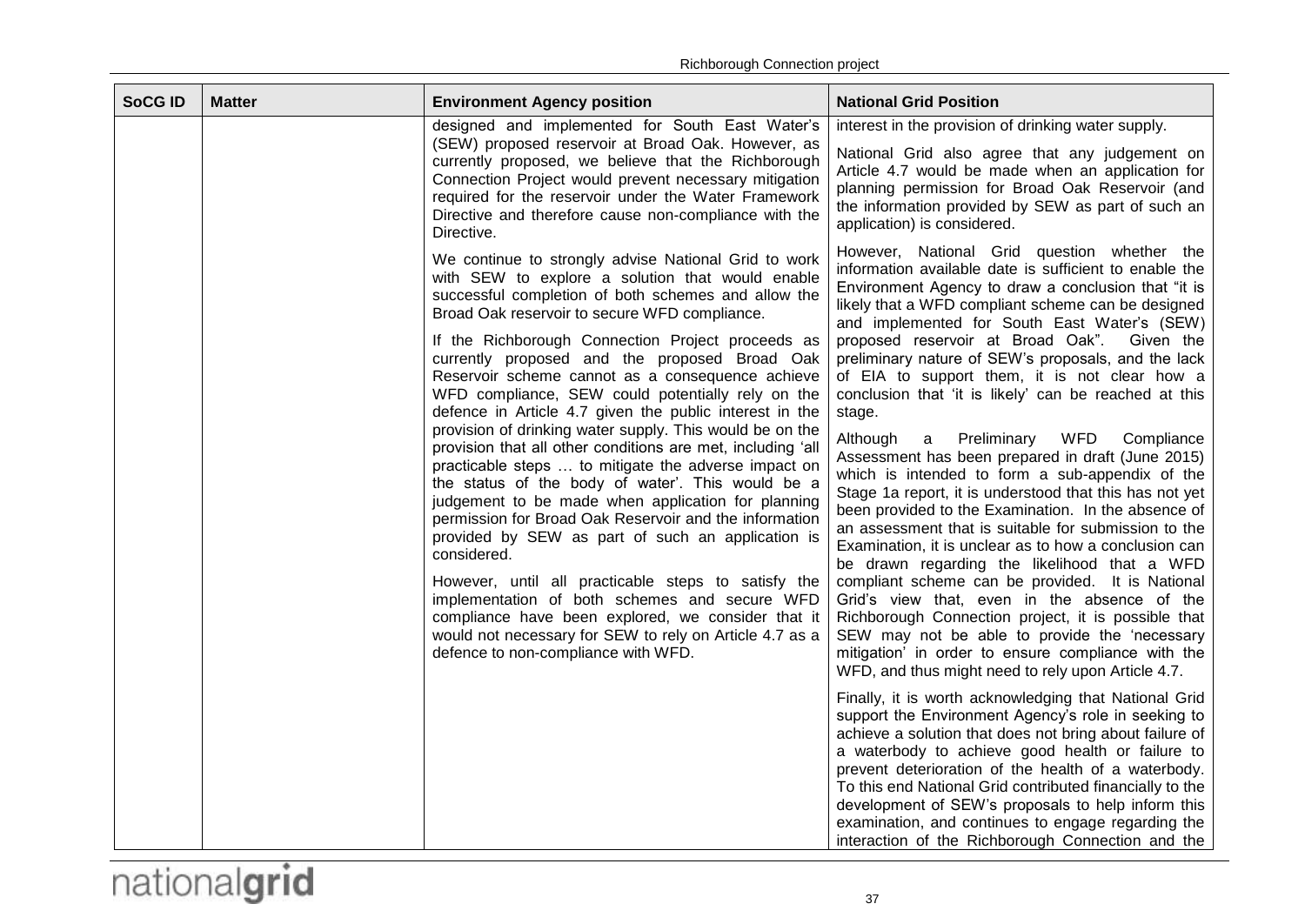| SoCG ID | Matter | Environment Agency position | National Grid Position |
|---|---|---|---|
| | | designed and implemented for South East Water's (SEW) proposed reservoir at Broad Oak. However, as currently proposed, we believe that the Richborough Connection Project would prevent necessary mitigation required for the reservoir under the Water Framework Directive and therefore cause non-compliance with the Directive.<br><br>We continue to strongly advise National Grid to work with SEW to explore a solution that would enable successful completion of both schemes and allow the Broad Oak reservoir to secure WFD compliance.<br><br>If the Richborough Connection Project proceeds as currently proposed and the proposed Broad Oak Reservoir scheme cannot as a consequence achieve WFD compliance, SEW could potentially rely on the defence in Article 4.7 given the public interest in the provision of drinking water supply. This would be on the provision that all other conditions are met, including 'all practicable steps … to mitigate the adverse impact on the status of the body of water'. This would be a judgement to be made when application for planning permission for Broad Oak Reservoir and the information provided by SEW as part of such an application is considered.<br><br>However, until all practicable steps to satisfy the implementation of both schemes and secure WFD compliance have been explored, we consider that it would not necessary for SEW to rely on Article 4.7 as a defence to non-compliance with WFD. | interest in the provision of drinking water supply.<br><br>National Grid also agree that any judgement on Article 4.7 would be made when an application for planning permission for Broad Oak Reservoir (and the information provided by SEW as part of such an application) is considered.<br><br>However, National Grid question whether the information available date is sufficient to enable the Environment Agency to draw a conclusion that "it is likely that a WFD compliant scheme can be designed and implemented for South East Water's (SEW) proposed reservoir at Broad Oak". Given the preliminary nature of SEW's proposals, and the lack of EIA to support them, it is not clear how a conclusion that 'it is likely' can be reached at this stage.<br><br>Although a Preliminary WFD Compliance Assessment has been prepared in draft (June 2015) which is intended to form a sub-appendix of the Stage 1a report, it is understood that this has not yet been provided to the Examination. In the absence of an assessment that is suitable for submission to the Examination, it is unclear as to how a conclusion can be drawn regarding the likelihood that a WFD compliant scheme can be provided. It is National Grid's view that, even in the absence of the Richborough Connection project, it is possible that SEW may not be able to provide the 'necessary mitigation' in order to ensure compliance with the WFD, and thus might need to rely upon Article 4.7.<br><br>Finally, it is worth acknowledging that National Grid support the Environment Agency's role in seeking to achieve a solution that does not bring about failure of a waterbody to achieve good health or failure to prevent deterioration of the health of a waterbody. To this end National Grid contributed financially to the development of SEW's proposals to help inform this examination, and continues to engage regarding the interaction of the Richborough Connection and the |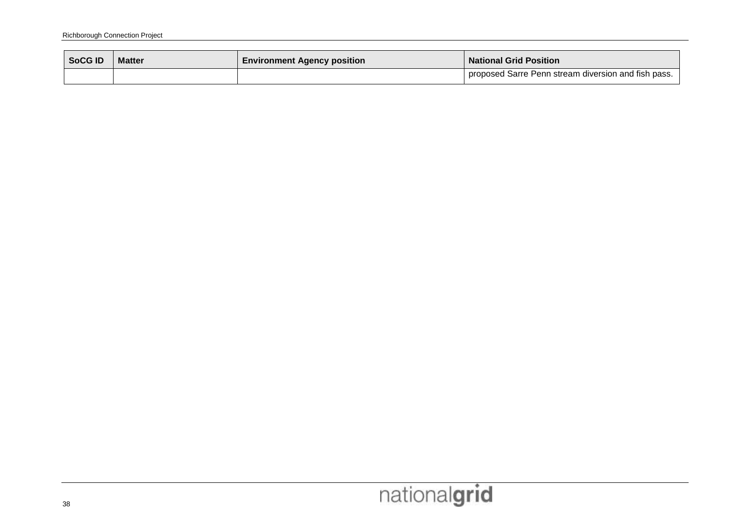| SoCG ID | Matter | Environment Agency position | National Grid Position |
|---|---|---|---|
| | | | proposed Sarre Penn stream diversion and fish pass. |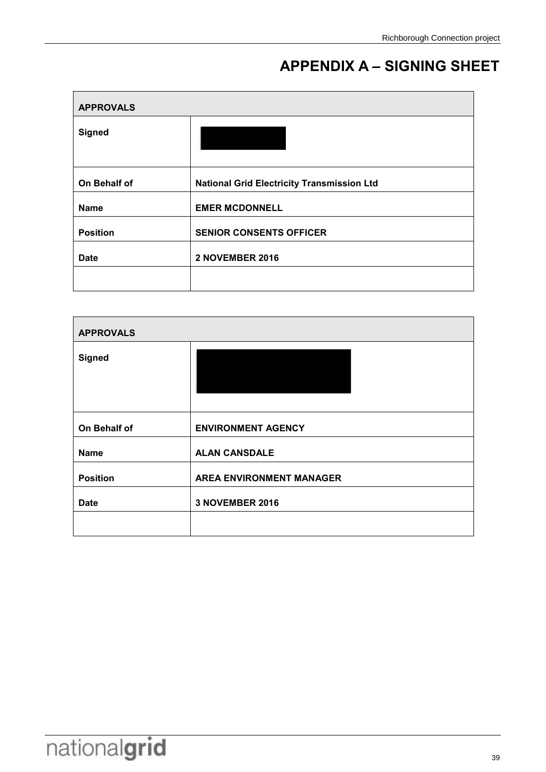# APPENDIX A – SIGNING SHEET

| APPROVALS | |
|---|---|
| **Signed** | |
| **On Behalf of** | **National Grid Electricity Transmission Ltd** |
| **Name** | **EMER MCDONNELL** |
| **Position** | **SENIOR CONSENTS OFFICER** |
| **Date** | **2 NOVEMBER 2016** |
| | |

| APPROVALS | |
|---|---|
| **Signed** | |
| **On Behalf of** | **ENVIRONMENT AGENCY** |
| **Name** | **ALAN CANSDALE** |
| **Position** | **AREA ENVIRONMENT MANAGER** |
| **Date** | **3 NOVEMBER 2016** |
| | |